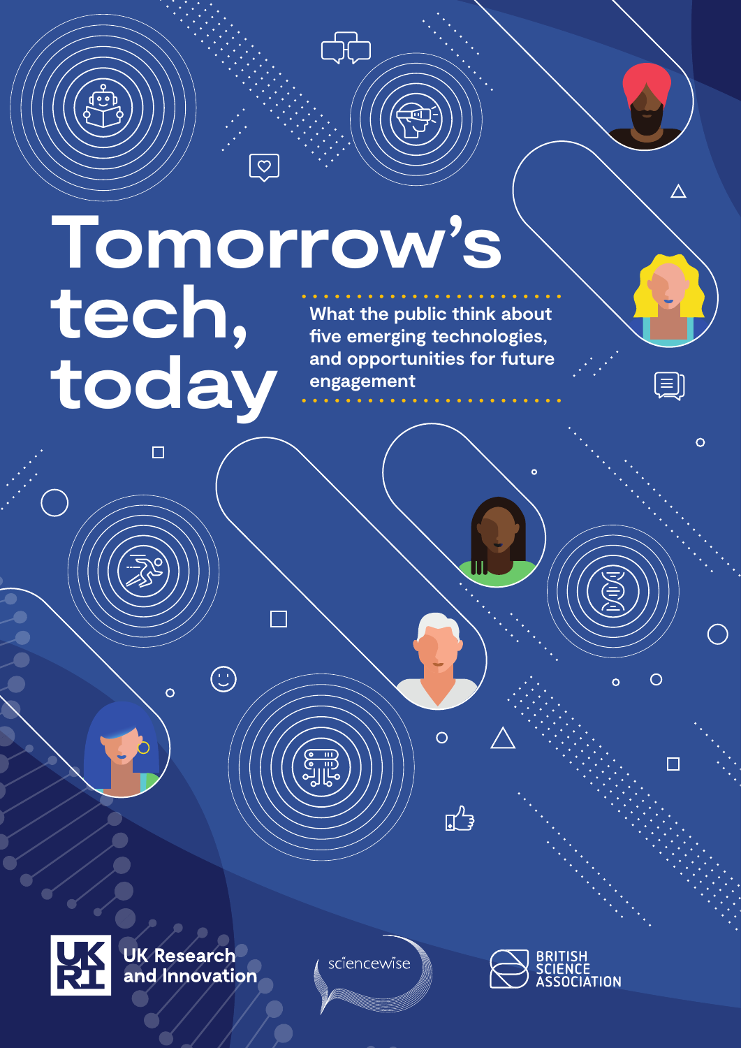# Tomorrow's tech, today

What the public think about five emerging technologies, and opportunities for future engagement

UK Research and Innovation

sciencewise

BRITISH SCIENCE ASSOCIATION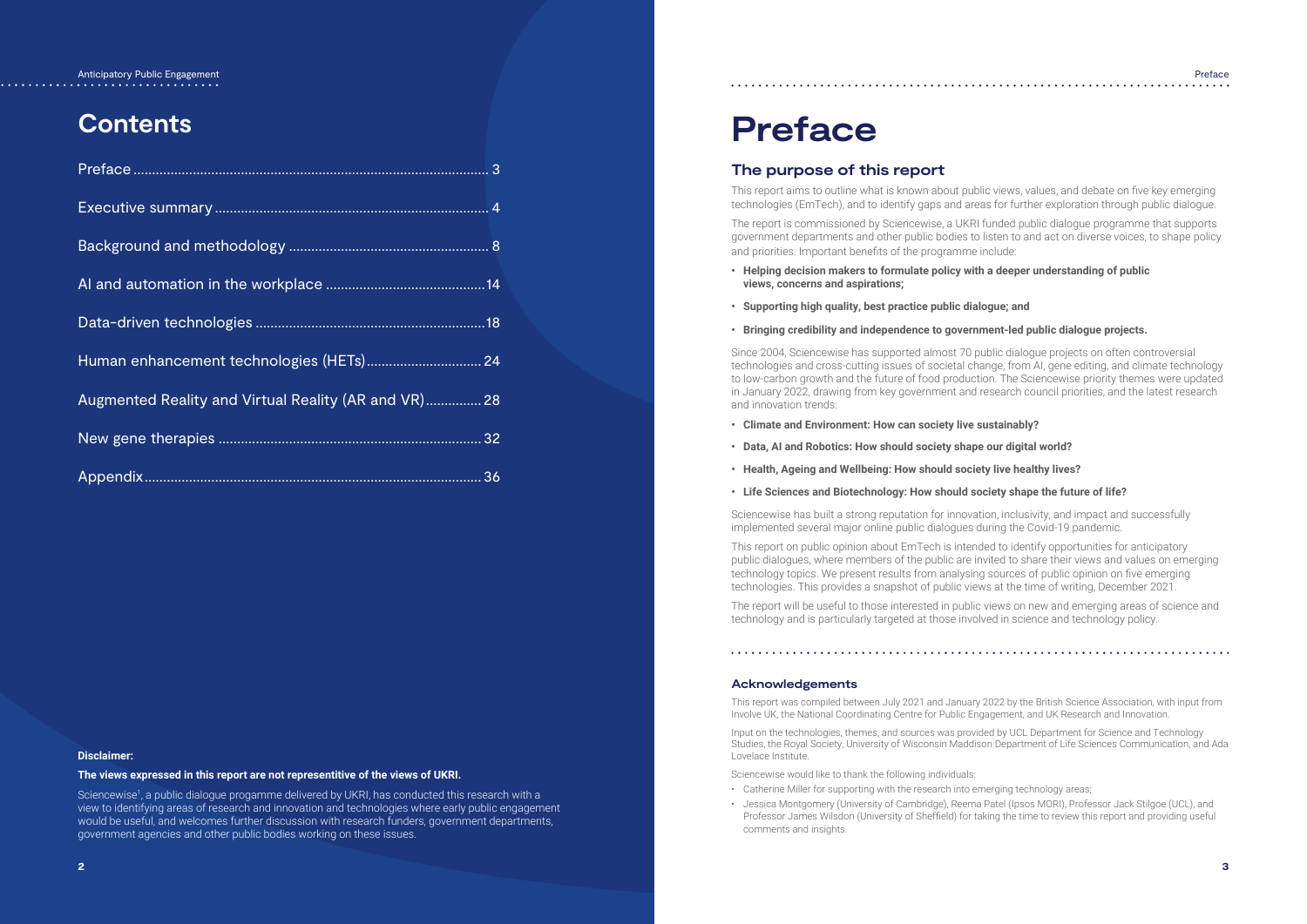# Contents

| | |
|---|---|
| Preface | 3 |
| Executive summary | 4 |
| Background and methodology | 8 |
| AI and automation in the workplace | 14 |
| Data-driven technologies | 18 |
| Human enhancement technologies (HETs) | 24 |
| Augmented Reality and Virtual Reality (AR and VR) | 28 |
| New gene therapies | 32 |
| Appendix | 36 |

**Disclaimer:**

**The views expressed in this report are not representitive of the views of UKRI.**

Sciencewise[1], a public dialogue progamme delivered by UKRI, has conducted this research with a view to identifying areas of research and innovation and technologies where early public engagement would be useful, and welcomes further discussion with research funders, government departments, government agencies and other public bodies working on these issues.

# Preface

## The purpose of this report

This report aims to outline what is known about public views, values, and debate on five key emerging technologies (EmTech), and to identify gaps and areas for further exploration through public dialogue.

The report is commissioned by Sciencewise, a UKRI funded public dialogue programme that supports government departments and other public bodies to listen to and act on diverse voices, to shape policy and priorities. Important benefits of the programme include:

- **Helping decision makers to formulate policy with a deeper understanding of public views, concerns and aspirations;**
- **Supporting high quality, best practice public dialogue; and**
- **Bringing credibility and independence to government-led public dialogue projects.**

Since 2004, Sciencewise has supported almost 70 public dialogue projects on often controversial technologies and cross-cutting issues of societal change, from AI, gene editing, and climate technology to low-carbon growth and the future of food production. The Sciencewise priority themes were updated in January 2022, drawing from key government and research council priorities, and the latest research and innovation trends:

- **Climate and Environment: How can society live sustainably?**
- **Data, AI and Robotics: How should society shape our digital world?**
- **Health, Ageing and Wellbeing: How should society live healthy lives?**
- **Life Sciences and Biotechnology: How should society shape the future of life?**

Sciencewise has built a strong reputation for innovation, inclusivity, and impact and successfully implemented several major online public dialogues during the Covid-19 pandemic.

This report on public opinion about EmTech is intended to identify opportunities for anticipatory public dialogues, where members of the public are invited to share their views and values on emerging technology topics. We present results from analysing sources of public opinion on five emerging technologies. This provides a snapshot of public views at the time of writing, December 2021.

The report will be useful to those interested in public views on new and emerging areas of science and technology and is particularly targeted at those involved in science and technology policy.

### Acknowledgements

This report was compiled between July 2021 and January 2022 by the British Science Association, with input from Involve UK, the National Coordinating Centre for Public Engagement, and UK Research and Innovation.

Input on the technologies, themes, and sources was provided by UCL Department for Science and Technology Studies, the Royal Society, University of Wisconsin Maddison Department of Life Sciences Communication, and Ada Lovelace Institute.

Sciencewise would like to thank the following individuals:

- Catherine Miller for supporting with the research into emerging technology areas;
- Jessica Montgomery (University of Cambridge), Reema Patel (Ipsos MORI), Professor Jack Stilgoe (UCL), and Professor James Wilsdon (University of Sheffield) for taking the time to review this report and providing useful comments and insights.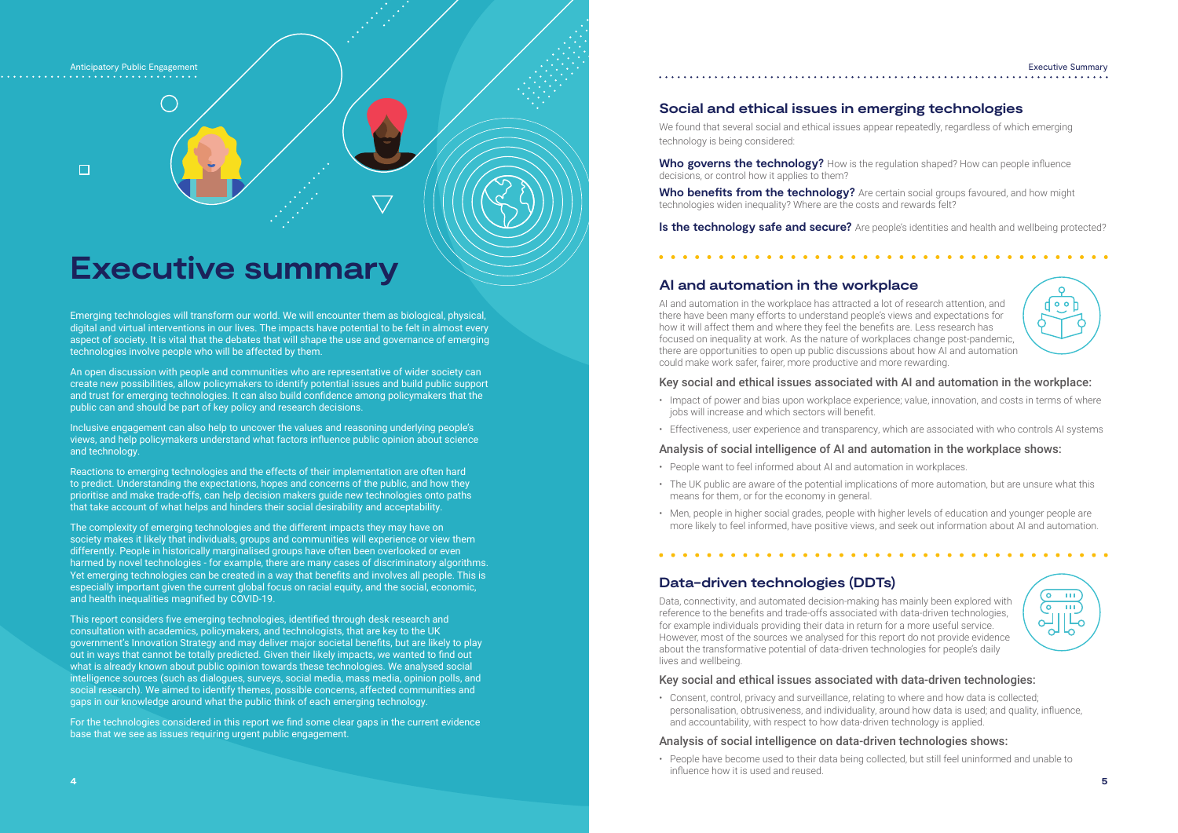# Executive summary

Emerging technologies will transform our world. We will encounter them as biological, physical, digital and virtual interventions in our lives. The impacts have potential to be felt in almost every aspect of society. It is vital that the debates that will shape the use and governance of emerging technologies involve people who will be affected by them.

An open discussion with people and communities who are representative of wider society can create new possibilities, allow policymakers to identify potential issues and build public support and trust for emerging technologies. It can also build confidence among policymakers that the public can and should be part of key policy and research decisions.

Inclusive engagement can also help to uncover the values and reasoning underlying people's views, and help policymakers understand what factors influence public opinion about science and technology.

Reactions to emerging technologies and the effects of their implementation are often hard to predict. Understanding the expectations, hopes and concerns of the public, and how they prioritise and make trade-offs, can help decision makers guide new technologies onto paths that take account of what helps and hinders their social desirability and acceptability.

The complexity of emerging technologies and the different impacts they may have on society makes it likely that individuals, groups and communities will experience or view them differently. People in historically marginalised groups have often been overlooked or even harmed by novel technologies - for example, there are many cases of discriminatory algorithms. Yet emerging technologies can be created in a way that benefits and involves all people. This is especially important given the current global focus on racial equity, and the social, economic, and health inequalities magnified by COVID-19.

This report considers five emerging technologies, identified through desk research and consultation with academics, policymakers, and technologists, that are key to the UK government's Innovation Strategy and may deliver major societal benefits, but are likely to play out in ways that cannot be totally predicted. Given their likely impacts, we wanted to find out what is already known about public opinion towards these technologies. We analysed social intelligence sources (such as dialogues, surveys, social media, mass media, opinion polls, and social research). We aimed to identify themes, possible concerns, affected communities and gaps in our knowledge around what the public think of each emerging technology.

For the technologies considered in this report we find some clear gaps in the current evidence base that we see as issues requiring urgent public engagement.

## Social and ethical issues in emerging technologies

We found that several social and ethical issues appear repeatedly, regardless of which emerging technology is being considered:

**Who governs the technology?** How is the regulation shaped? How can people influence decisions, or control how it applies to them?

**Who benefits from the technology?** Are certain social groups favoured, and how might technologies widen inequality? Where are the costs and rewards felt?

**Is the technology safe and secure?** Are people's identities and health and wellbeing protected?

## AI and automation in the workplace

AI and automation in the workplace has attracted a lot of research attention, and there have been many efforts to understand people's views and expectations for how it will affect them and where they feel the benefits are. Less research has focused on inequality at work. As the nature of workplaces change post-pandemic, there are opportunities to open up public discussions about how AI and automation could make work safer, fairer, more productive and more rewarding.

### Key social and ethical issues associated with AI and automation in the workplace:

- Impact of power and bias upon workplace experience; value, innovation, and costs in terms of where jobs will increase and which sectors will benefit.
- Effectiveness, user experience and transparency, which are associated with who controls AI systems

### Analysis of social intelligence of AI and automation in the workplace shows:

- People want to feel informed about AI and automation in workplaces.
- The UK public are aware of the potential implications of more automation, but are unsure what this means for them, or for the economy in general.
- Men, people in higher social grades, people with higher levels of education and younger people are more likely to feel informed, have positive views, and seek out information about AI and automation.

## Data-driven technologies (DDTs)

Data, connectivity, and automated decision-making has mainly been explored with reference to the benefits and trade-offs associated with data-driven technologies, for example individuals providing their data in return for a more useful service. However, most of the sources we analysed for this report do not provide evidence about the transformative potential of data-driven technologies for people's daily lives and wellbeing.

### Key social and ethical issues associated with data-driven technologies:

- Consent, control, privacy and surveillance, relating to where and how data is collected; personalisation, obtrusiveness, and individuality, around how data is used; and quality, influence, and accountability, with respect to how data-driven technology is applied.

### Analysis of social intelligence on data-driven technologies shows:

- People have become used to their data being collected, but still feel uninformed and unable to influence how it is used and reused.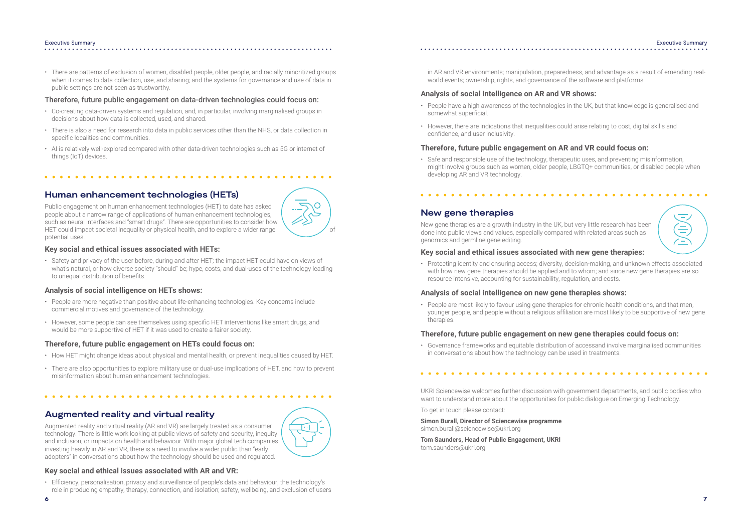- There are patterns of exclusion of women, disabled people, older people, and racially minoritized groups when it comes to data collection, use, and sharing; and the systems for governance and use of data in public settings are not seen as trustworthy.

### Therefore, future public engagement on data-driven technologies could focus on:

- Co-creating data-driven systems and regulation, and, in particular, involving marginalised groups in decisions about how data is collected, used, and shared.
- There is also a need for research into data in public services other than the NHS, or data collection in specific localities and communities.
- AI is relatively well-explored compared with other data-driven technologies such as 5G or internet of things (IoT) devices.

## Human enhancement technologies (HETs)

Public engagement on human enhancement technologies (HET) to date has asked people about a narrow range of applications of human enhancement technologies, such as neural interfaces and "smart drugs". There are opportunities to consider how HET could impact societal inequality or physical health, and to explore a wider range of potential uses.

### Key social and ethical issues associated with HETs:

- Safety and privacy of the user before, during and after HET; the impact HET could have on views of what's natural, or how diverse society "should" be; hype, costs, and dual-uses of the technology leading to unequal distribution of benefits.

### Analysis of social intelligence on HETs shows:

- People are more negative than positive about life-enhancing technologies. Key concerns include commercial motives and governance of the technology.
- However, some people can see themselves using specific HET interventions like smart drugs, and would be more supportive of HET if it was used to create a fairer society.

### Therefore, future public engagement on HETs could focus on:

- How HET might change ideas about physical and mental health, or prevent inequalities caused by HET.
- There are also opportunities to explore military use or dual-use implications of HET, and how to prevent misinformation about human enhancement technologies.

## Augmented reality and virtual reality

Augmented reality and virtual reality (AR and VR) are largely treated as a consumer technology. There is little work looking at public views of safety and security, inequity and inclusion, or impacts on health and behaviour. With major global tech companies investing heavily in AR and VR, there is a need to involve a wider public than "early adopters" in conversations about how the technology should be used and regulated.

### Key social and ethical issues associated with AR and VR:

- Efficiency, personalisation, privacy and surveillance of people's data and behaviour; the technology's role in producing empathy, therapy, connection, and isolation; safety, wellbeing, and exclusion of users in AR and VR environments; manipulation, preparedness, and advantage as a result of emending real-world events; ownership, rights, and governance of the software and platforms.

### Analysis of social intelligence on AR and VR shows:

- People have a high awareness of the technologies in the UK, but that knowledge is generalised and somewhat superficial.
- However, there are indications that inequalities could arise relating to cost, digital skills and confidence, and user inclusivity.

### Therefore, future public engagement on AR and VR could focus on:

- Safe and responsible use of the technology, therapeutic uses, and preventing misinformation, might involve groups such as women, older people, LBGTQ+ communities, or disabled people when developing AR and VR technology.

## New gene therapies

New gene therapies are a growth industry in the UK, but very little research has been done into public views and values, especially compared with related areas such as genomics and germline gene editing.

### Key social and ethical issues associated with new gene therapies:

- Protecting identity and ensuring access; diversity, decision-making, and unknown effects associated with how new gene therapies should be applied and to whom; and since new gene therapies are so resource intensive, accounting for sustainability, regulation, and costs.

### Analysis of social intelligence on new gene therapies shows:

- People are most likely to favour using gene therapies for chronic health conditions, and that men, younger people, and people without a religious affiliation are most likely to be supportive of new gene therapies.

### Therefore, future public engagement on new gene therapies could focus on:

- Governance frameworks and equitable distribution of accessand involve marginalised communities in conversations about how the technology can be used in treatments.

UKRI Sciencewise welcomes further discussion with government departments, and public bodies who want to understand more about the opportunities for public dialogue on Emerging Technology.

To get in touch please contact:

**Simon Burall, Director of Sciencewise programme**
simon.burall@sciencewise@ukri.org

**Tom Saunders, Head of Public Engagement, UKRI**
tom.saunders@ukri.org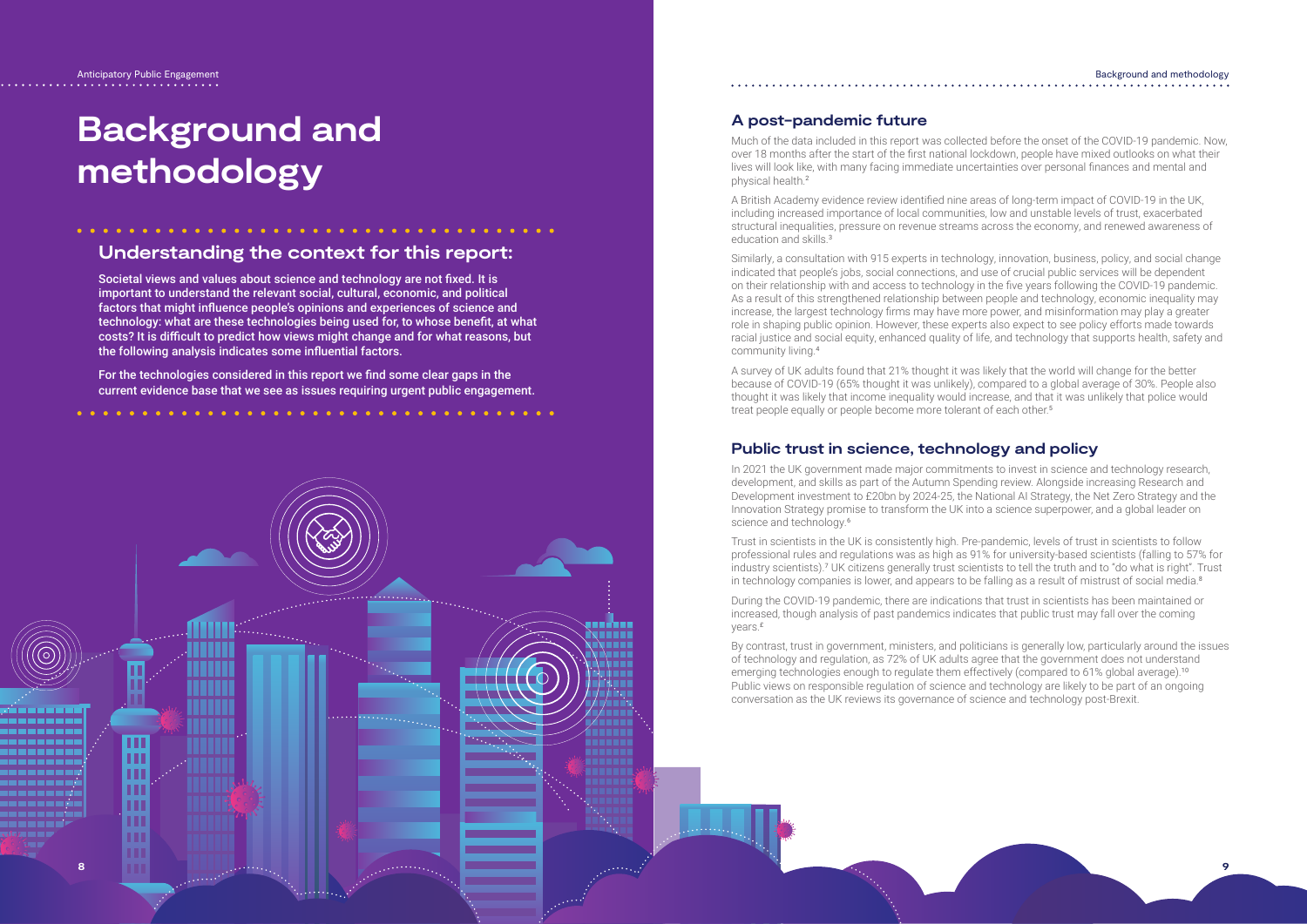# Background and methodology

## Understanding the context for this report:

**Societal views and values about science and technology are not fixed. It is important to understand the relevant social, cultural, economic, and political factors that might influence people's opinions and experiences of science and technology: what are these technologies being used for, to whose benefit, at what costs? It is difficult to predict how views might change and for what reasons, but the following analysis indicates some influential factors.**

**For the technologies considered in this report we find some clear gaps in the current evidence base that we see as issues requiring urgent public engagement.**

## A post-pandemic future

Much of the data included in this report was collected before the onset of the COVID-19 pandemic. Now, over 18 months after the start of the first national lockdown, people have mixed outlooks on what their lives will look like, with many facing immediate uncertainties over personal finances and mental and physical health.[2]

A British Academy evidence review identified nine areas of long-term impact of COVID-19 in the UK, including increased importance of local communities, low and unstable levels of trust, exacerbated structural inequalities, pressure on revenue streams across the economy, and renewed awareness of education and skills.[3]

Similarly, a consultation with 915 experts in technology, innovation, business, policy, and social change indicated that people's jobs, social connections, and use of crucial public services will be dependent on their relationship with and access to technology in the five years following the COVID-19 pandemic. As a result of this strengthened relationship between people and technology, economic inequality may increase, the largest technology firms may have more power, and misinformation may play a greater role in shaping public opinion. However, these experts also expect to see policy efforts made towards racial justice and social equity, enhanced quality of life, and technology that supports health, safety and community living.[4]

A survey of UK adults found that 21% thought it was likely that the world will change for the better because of COVID-19 (65% thought it was unlikely), compared to a global average of 30%. People also thought it was likely that income inequality would increase, and that it was unlikely that police would treat people equally or people become more tolerant of each other.[5]

## Public trust in science, technology and policy

In 2021 the UK government made major commitments to invest in science and technology research, development, and skills as part of the Autumn Spending review. Alongside increasing Research and Development investment to £20bn by 2024-25, the National AI Strategy, the Net Zero Strategy and the Innovation Strategy promise to transform the UK into a science superpower, and a global leader on science and technology.[6]

Trust in scientists in the UK is consistently high. Pre-pandemic, levels of trust in scientists to follow professional rules and regulations was as high as 91% for university-based scientists (falling to 57% for industry scientists).[7] UK citizens generally trust scientists to tell the truth and to "do what is right". Trust in technology companies is lower, and appears to be falling as a result of mistrust of social media.[8]

During the COVID-19 pandemic, there are indications that trust in scientists has been maintained or increased, though analysis of past pandemics indicates that public trust may fall over the coming years.[9]

By contrast, trust in government, ministers, and politicians is generally low, particularly around the issues of technology and regulation, as 72% of UK adults agree that the government does not understand emerging technologies enough to regulate them effectively (compared to 61% global average).[10] Public views on responsible regulation of science and technology are likely to be part of an ongoing conversation as the UK reviews its governance of science and technology post-Brexit.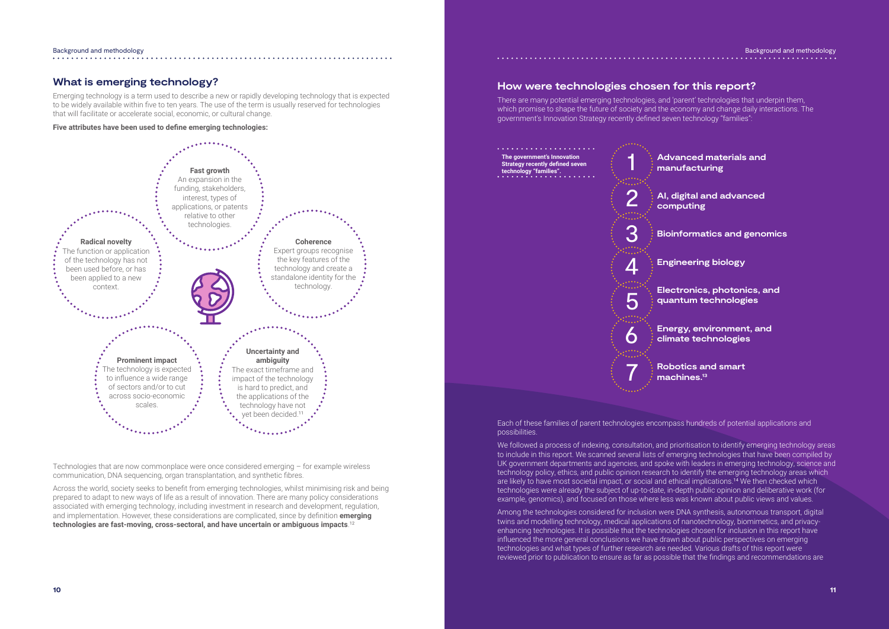## What is emerging technology?

Emerging technology is a term used to describe a new or rapidly developing technology that is expected to be widely available within five to ten years. The use of the term is usually reserved for technologies that will facilitate or accelerate social, economic, or cultural change.

**Five attributes have been used to define emerging technologies:**

**Fast growth**
An expansion in the funding, stakeholders, interest, types of applications, or patents relative to other technologies.

**Radical novelty**
The function or application of the technology has not been used before, or has been applied to a new context.

**Coherence**
Expert groups recognise the key features of the technology and create a standalone identity for the technology.

**Prominent impact**
The technology is expected to influence a wide range of sectors and/or to cut across socio-economic scales.

**Uncertainty and ambiguity**
The exact timeframe and impact of the technology is hard to predict, and the applications of the technology have not yet been decided.[11]

Technologies that are now commonplace were once considered emerging – for example wireless communication, DNA sequencing, organ transplantation, and synthetic fibres.

Across the world, society seeks to benefit from emerging technologies, whilst minimising risk and being prepared to adapt to new ways of life as a result of innovation. There are many policy considerations associated with emerging technology, including investment in research and development, regulation, and implementation. However, these considerations are complicated, since by definition **emerging technologies are fast-moving, cross-sectoral, and have uncertain or ambiguous impacts**.[12]

## How were technologies chosen for this report?

There are many potential emerging technologies, and 'parent' technologies that underpin them, which promise to shape the future of society and the economy and change daily interactions. The government's Innovation Strategy recently defined seven technology "families":

**The government's Innovation Strategy recently defined seven technology "families".**

1. **Advanced materials and manufacturing**
2. **AI, digital and advanced computing**
3. **Bioinformatics and genomics**
4. **Engineering biology**
5. **Electronics, photonics, and quantum technologies**
6. **Energy, environment, and climate technologies**
7. **Robotics and smart machines.**[13]

Each of these families of parent technologies encompass hundreds of potential applications and possibilities.

We followed a process of indexing, consultation, and prioritisation to identify emerging technology areas to include in this report. We scanned several lists of emerging technologies that have been compiled by UK government departments and agencies, and spoke with leaders in emerging technology, science and technology policy, ethics, and public opinion research to identify the emerging technology areas which are likely to have most societal impact, or social and ethical implications.[14] We then checked which technologies were already the subject of up-to-date, in-depth public opinion and deliberative work (for example, genomics), and focused on those where less was known about public views and values.

Among the technologies considered for inclusion were DNA synthesis, autonomous transport, digital twins and modelling technology, medical applications of nanotechnology, biomimetics, and privacy-enhancing technologies. It is possible that the technologies chosen for inclusion in this report have influenced the more general conclusions we have drawn about public perspectives on emerging technologies and what types of further research are needed. Various drafts of this report were reviewed prior to publication to ensure as far as possible that the findings and recommendations are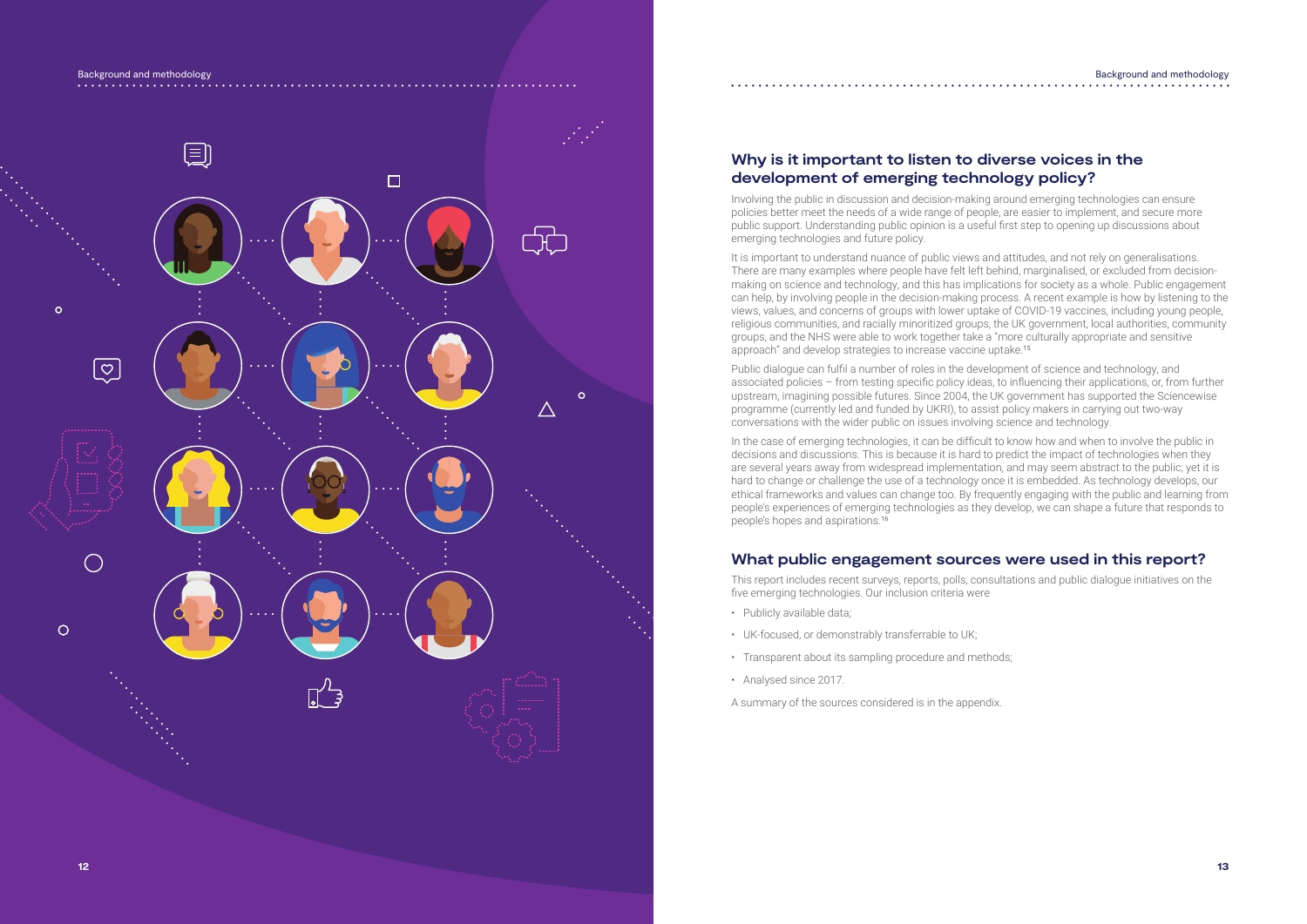## Why is it important to listen to diverse voices in the development of emerging technology policy?

Involving the public in discussion and decision-making around emerging technologies can ensure policies better meet the needs of a wide range of people, are easier to implement, and secure more public support. Understanding public opinion is a useful first step to opening up discussions about emerging technologies and future policy.

It is important to understand nuance of public views and attitudes, and not rely on generalisations. There are many examples where people have felt left behind, marginalised, or excluded from decision-making on science and technology, and this has implications for society as a whole. Public engagement can help, by involving people in the decision-making process. A recent example is how by listening to the views, values, and concerns of groups with lower uptake of COVID-19 vaccines, including young people, religious communities, and racially minoritized groups, the UK government, local authorities, community groups, and the NHS were able to work together take a "more culturally appropriate and sensitive approach" and develop strategies to increase vaccine uptake.[15]

Public dialogue can fulfil a number of roles in the development of science and technology, and associated policies – from testing specific policy ideas, to influencing their applications, or, from further upstream, imagining possible futures. Since 2004, the UK government has supported the Sciencewise programme (currently led and funded by UKRI), to assist policy makers in carrying out two-way conversations with the wider public on issues involving science and technology.

In the case of emerging technologies, it can be difficult to know how and when to involve the public in decisions and discussions. This is because it is hard to predict the impact of technologies when they are several years away from widespread implementation, and may seem abstract to the public; yet it is hard to change or challenge the use of a technology once it is embedded. As technology develops, our ethical frameworks and values can change too. By frequently engaging with the public and learning from people's experiences of emerging technologies as they develop, we can shape a future that responds to people's hopes and aspirations.[16]

## What public engagement sources were used in this report?

This report includes recent surveys, reports, polls, consultations and public dialogue initiatives on the five emerging technologies. Our inclusion criteria were

- Publicly available data;
- UK-focused, or demonstrably transferrable to UK;
- Transparent about its sampling procedure and methods;
- Analysed since 2017.

A summary of the sources considered is in the appendix.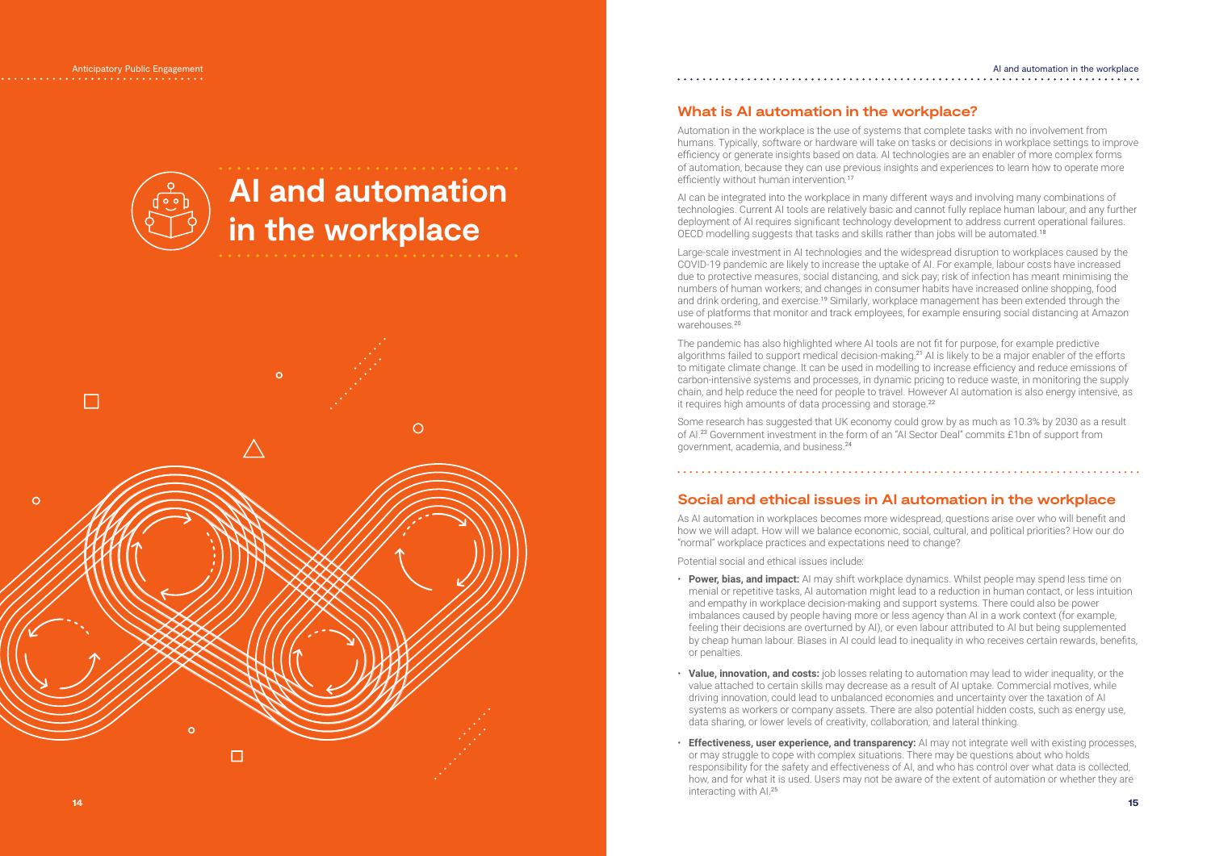# AI and automation in the workplace

## What is AI automation in the workplace?

Automation in the workplace is the use of systems that complete tasks with no involvement from humans. Typically, software or hardware will take on tasks or decisions in workplace settings to improve efficiency or generate insights based on data. AI technologies are an enabler of more complex forms of automation, because they can use previous insights and experiences to learn how to operate more efficiently without human intervention.[17]

AI can be integrated into the workplace in many different ways and involving many combinations of technologies. Current AI tools are relatively basic and cannot fully replace human labour, and any further deployment of AI requires significant technology development to address current operational failures. OECD modelling suggests that tasks and skills rather than jobs will be automated.[18]

Large-scale investment in AI technologies and the widespread disruption to workplaces caused by the COVID-19 pandemic are likely to increase the uptake of AI. For example, labour costs have increased due to protective measures, social distancing, and sick pay; risk of infection has meant minimising the numbers of human workers; and changes in consumer habits have increased online shopping, food and drink ordering, and exercise.[19] Similarly, workplace management has been extended through the use of platforms that monitor and track employees, for example ensuring social distancing at Amazon warehouses.[20]

The pandemic has also highlighted where AI tools are not fit for purpose, for example predictive algorithms failed to support medical decision-making.[21] AI is likely to be a major enabler of the efforts to mitigate climate change. It can be used in modelling to increase efficiency and reduce emissions of carbon-intensive systems and processes, in dynamic pricing to reduce waste, in monitoring the supply chain, and help reduce the need for people to travel. However AI automation is also energy intensive, as it requires high amounts of data processing and storage.[22]

Some research has suggested that UK economy could grow by as much as 10.3% by 2030 as a result of AI.[23] Government investment in the form of an "AI Sector Deal" commits £1bn of support from government, academia, and business.[24]

## Social and ethical issues in AI automation in the workplace

As AI automation in workplaces becomes more widespread, questions arise over who will benefit and how we will adapt. How will we balance economic, social, cultural, and political priorities? How our do "normal" workplace practices and expectations need to change?

Potential social and ethical issues include:

- **Power, bias, and impact:** AI may shift workplace dynamics. Whilst people may spend less time on menial or repetitive tasks, AI automation might lead to a reduction in human contact, or less intuition and empathy in workplace decision-making and support systems. There could also be power imbalances caused by people having more or less agency than AI in a work context (for example, feeling their decisions are overturned by AI), or even labour attributed to AI but being supplemented by cheap human labour. Biases in AI could lead to inequality in who receives certain rewards, benefits, or penalties.
- **Value, innovation, and costs:** job losses relating to automation may lead to wider inequality, or the value attached to certain skills may decrease as a result of AI uptake. Commercial motives, while driving innovation, could lead to unbalanced economies and uncertainty over the taxation of AI systems as workers or company assets. There are also potential hidden costs, such as energy use, data sharing, or lower levels of creativity, collaboration, and lateral thinking.
- **Effectiveness, user experience, and transparency:** AI may not integrate well with existing processes, or may struggle to cope with complex situations. There may be questions about who holds responsibility for the safety and effectiveness of AI, and who has control over what data is collected, how, and for what it is used. Users may not be aware of the extent of automation or whether they are interacting with AI.[25]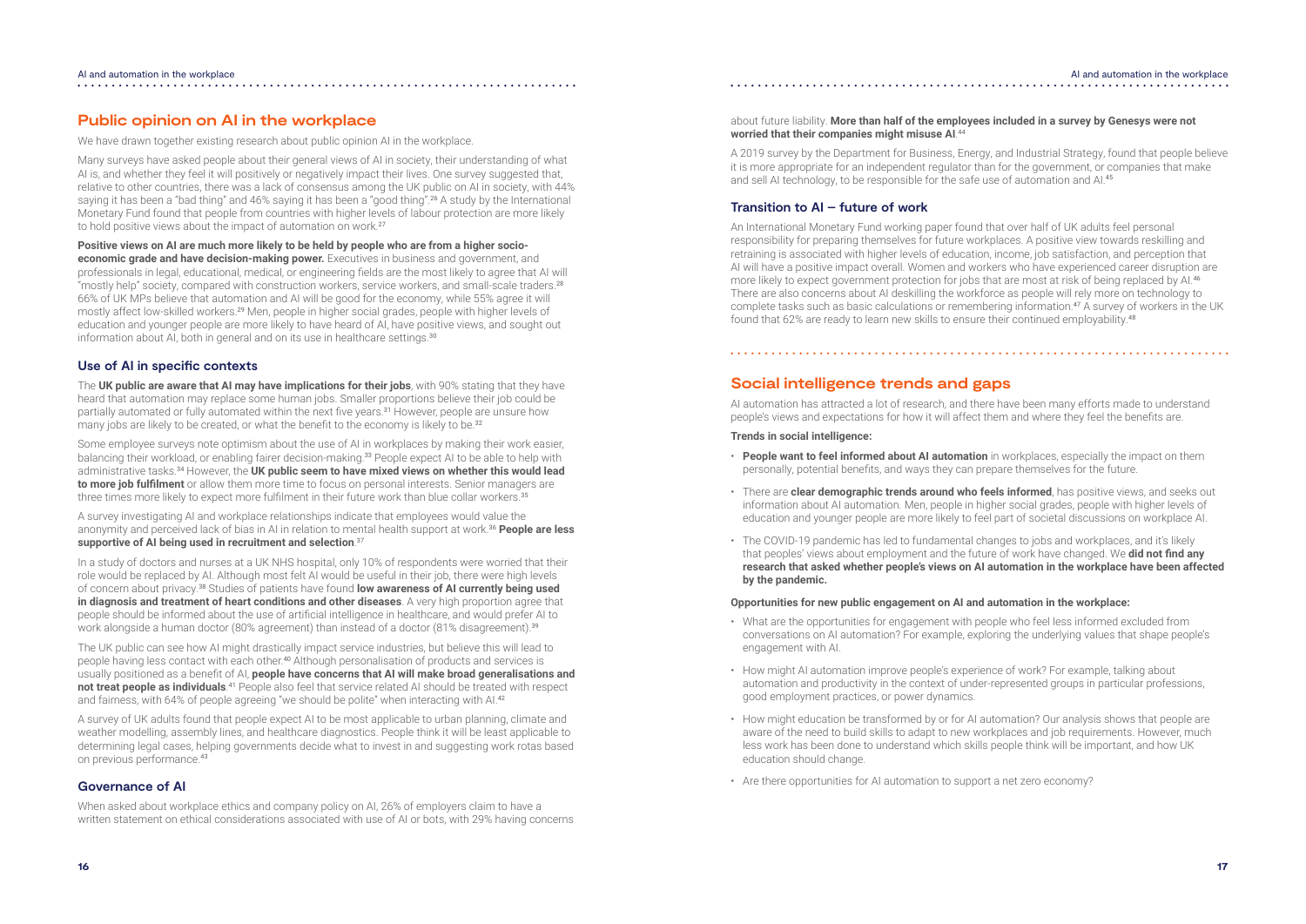## Public opinion on AI in the workplace

We have drawn together existing research about public opinion AI in the workplace.

Many surveys have asked people about their general views of AI in society, their understanding of what AI is, and whether they feel it will positively or negatively impact their lives. One survey suggested that, relative to other countries, there was a lack of consensus among the UK public on AI in society, with 44% saying it has been a "bad thing" and 46% saying it has been a "good thing".[26] A study by the International Monetary Fund found that people from countries with higher levels of labour protection are more likely to hold positive views about the impact of automation on work.[27]

**Positive views on AI are much more likely to be held by people who are from a higher socio-economic grade and have decision-making power.** Executives in business and government, and professionals in legal, educational, medical, or engineering fields are the most likely to agree that AI will "mostly help" society, compared with construction workers, service workers, and small-scale traders.[28] 66% of UK MPs believe that automation and AI will be good for the economy, while 55% agree it will mostly affect low-skilled workers.[29] Men, people in higher social grades, people with higher levels of education and younger people are more likely to have heard of AI, have positive views, and sought out information about AI, both in general and on its use in healthcare settings.[30]

### Use of AI in specific contexts

The **UK public are aware that AI may have implications for their jobs**, with 90% stating that they have heard that automation may replace some human jobs. Smaller proportions believe their job could be partially automated or fully automated within the next five years.[31] However, people are unsure how many jobs are likely to be created, or what the benefit to the economy is likely to be.[32]

Some employee surveys note optimism about the use of AI in workplaces by making their work easier, balancing their workload, or enabling fairer decision-making.[33] People expect AI to be able to help with administrative tasks.[34] However, the **UK public seem to have mixed views on whether this would lead to more job fulfilment** or allow them more time to focus on personal interests. Senior managers are three times more likely to expect more fulfilment in their future work than blue collar workers.[35]

A survey investigating AI and workplace relationships indicate that employees would value the anonymity and perceived lack of bias in AI in relation to mental health support at work.[36] **People are less supportive of AI being used in recruitment and selection**.[37]

In a study of doctors and nurses at a UK NHS hospital, only 10% of respondents were worried that their role would be replaced by AI. Although most felt AI would be useful in their job, there were high levels of concern about privacy.[38] Studies of patients have found **low awareness of AI currently being used in diagnosis and treatment of heart conditions and other diseases**. A very high proportion agree that people should be informed about the use of artificial intelligence in healthcare, and would prefer AI to work alongside a human doctor (80% agreement) than instead of a doctor (81% disagreement).[39]

The UK public can see how AI might drastically impact service industries, but believe this will lead to people having less contact with each other.[40] Although personalisation of products and services is usually positioned as a benefit of AI, **people have concerns that AI will make broad generalisations and not treat people as individuals**.[41] People also feel that service related AI should be treated with respect and fairness, with 64% of people agreeing "we should be polite" when interacting with AI.[42]

A survey of UK adults found that people expect AI to be most applicable to urban planning, climate and weather modelling, assembly lines, and healthcare diagnostics. People think it will be least applicable to determining legal cases, helping governments decide what to invest in and suggesting work rotas based on previous performance.[43]

### Governance of AI

When asked about workplace ethics and company policy on AI, 26% of employers claim to have a written statement on ethical considerations associated with use of AI or bots, with 29% having concerns about future liability. **More than half of the employees included in a survey by Genesys were not worried that their companies might misuse AI**.[44]

A 2019 survey by the Department for Business, Energy, and Industrial Strategy, found that people believe it is more appropriate for an independent regulator than for the government, or companies that make and sell AI technology, to be responsible for the safe use of automation and AI.[45]

### Transition to AI – future of work

An International Monetary Fund working paper found that over half of UK adults feel personal responsibility for preparing themselves for future workplaces. A positive view towards reskilling and retraining is associated with higher levels of education, income, job satisfaction, and perception that AI will have a positive impact overall. Women and workers who have experienced career disruption are more likely to expect government protection for jobs that are most at risk of being replaced by AI.[46] There are also concerns about AI deskilling the workforce as people will rely more on technology to complete tasks such as basic calculations or remembering information.[47] A survey of workers in the UK found that 62% are ready to learn new skills to ensure their continued employability.[48]

## Social intelligence trends and gaps

AI automation has attracted a lot of research, and there have been many efforts made to understand people's views and expectations for how it will affect them and where they feel the benefits are.

**Trends in social intelligence:**

- **People want to feel informed about AI automation** in workplaces, especially the impact on them personally, potential benefits, and ways they can prepare themselves for the future.
- There are **clear demographic trends around who feels informed**, has positive views, and seeks out information about AI automation. Men, people in higher social grades, people with higher levels of education and younger people are more likely to feel part of societal discussions on workplace AI.
- The COVID-19 pandemic has led to fundamental changes to jobs and workplaces, and it's likely that peoples' views about employment and the future of work have changed. We **did not find any research that asked whether people's views on AI automation in the workplace have been affected by the pandemic.**

**Opportunities for new public engagement on AI and automation in the workplace:**

- What are the opportunities for engagement with people who feel less informed excluded from conversations on AI automation? For example, exploring the underlying values that shape people's engagement with AI.
- How might AI automation improve people's experience of work? For example, talking about automation and productivity in the context of under-represented groups in particular professions, good employment practices, or power dynamics.
- How might education be transformed by or for AI automation? Our analysis shows that people are aware of the need to build skills to adapt to new workplaces and job requirements. However, much less work has been done to understand which skills people think will be important, and how UK education should change.
- Are there opportunities for AI automation to support a net zero economy?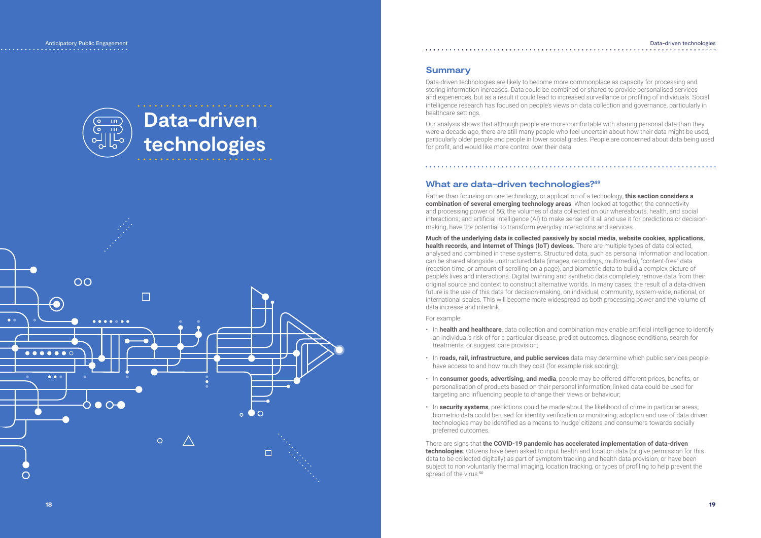# Data-driven technologies

## Summary

Data-driven technologies are likely to become more commonplace as capacity for processing and storing information increases. Data could be combined or shared to provide personalised services and experiences, but as a result it could lead to increased surveillance or profiling of individuals. Social intelligence research has focused on people's views on data collection and governance, particularly in healthcare settings.

Our analysis shows that although people are more comfortable with sharing personal data than they were a decade ago, there are still many people who feel uncertain about how their data might be used, particularly older people and people in lower social grades. People are concerned about data being used for profit, and would like more control over their data.

## What are data-driven technologies?[49]

Rather than focusing on one technology, or application of a technology, **this section considers a combination of several emerging technology areas**. When looked at together, the connectivity and processing power of 5G; the volumes of data collected on our whereabouts, health, and social interactions; and artificial intelligence (AI) to make sense of it all and use it for predictions or decision-making, have the potential to transform everyday interactions and services.

**Much of the underlying data is collected passively by social media, website cookies, applications, health records, and Internet of Things (IoT) devices.** There are multiple types of data collected, analysed and combined in these systems. Structured data, such as personal information and location, can be shared alongside unstructured data (images, recordings, multimedia), "content-free" data (reaction time, or amount of scrolling on a page), and biometric data to build a complex picture of people's lives and interactions. Digital twinning and synthetic data completely remove data from their original source and context to construct alternative worlds. In many cases, the result of a data-driven future is the use of this data for decision-making, on individual, community, system-wide, national, or international scales. This will become more widespread as both processing power and the volume of data increase and interlink.

For example:

- In **health and healthcare**, data collection and combination may enable artificial intelligence to identify an individual's risk of for a particular disease, predict outcomes, diagnose conditions, search for treatments, or suggest care provision;
- In **roads, rail, infrastructure, and public services** data may determine which public services people have access to and how much they cost (for example risk scoring);
- In **consumer goods, advertising, and media**, people may be offered different prices, benefits, or personalisation of products based on their personal information; linked data could be used for targeting and influencing people to change their views or behaviour;
- In **security systems**, predictions could be made about the likelihood of crime in particular areas; biometric data could be used for identity verification or monitoring; adoption and use of data driven technologies may be identified as a means to 'nudge' citizens and consumers towards socially preferred outcomes.

There are signs that **the COVID-19 pandemic has accelerated implementation of data-driven technologies**. Citizens have been asked to input health and location data (or give permission for this data to be collected digitally) as part of symptom tracking and health data provision; or have been subject to non-voluntarily thermal imaging, location tracking, or types of profiling to help prevent the spread of the virus.[50]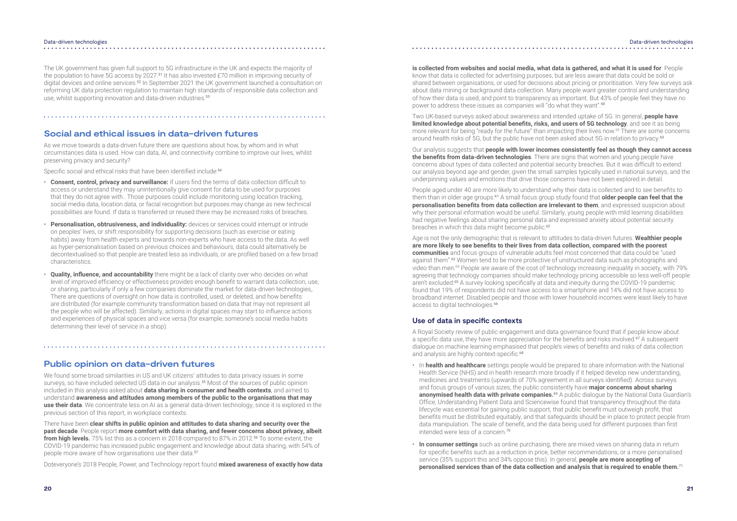The UK government has given full support to 5G infrastructure in the UK and expects the majority of the population to have 5G access by 2027.[51] It has also invested £70 million in improving security of digital devices and online services.[52] In September 2021 the UK government launched a consultation on reforming UK data protection regulation to maintain high standards of responsible data collection and use, whilst supporting innovation and data-driven industries.[53]

## Social and ethical issues in data-driven futures

As we move towards a data-driven future there are questions about how, by whom and in what circumstances data is used. How can data, AI, and connectivity combine to improve our lives, whilst preserving privacy and security?

Specific social and ethical risks that have been identified include:[54]

- **Consent, control, privacy and surveillance:** if users find the terms of data collection difficult to access or understand they may unintentionally give consent for data to be used for purposes that they do not agree with.. Those purposes could include monitoring using location tracking, social media data, location data, or facial recognition but purposes may change as new technical possibilities are found. If data is transferred or reused there may be increased risks of breaches.
- **Personalisation, obtrusiveness, and individuality:** devices or services could interrupt or intrude on peoples' lives, or shift responsibility for supporting decisions (such as exercise or eating habits) away from health experts and towards non-experts who have access to the data. As well as hyper-personalisation based on previous choices and behaviours, data could alternatively be decontextualised so that people are treated less as individuals, or are profiled based on a few broad characteristics.
- **Quality, influence, and accountability** there might be a lack of clarity over who decides on what level of improved efficiency or effectiveness provides enough benefit to warrant data collection, use, or sharing, particularly if only a few companies dominate the market for data-driven technologies,. There are questions of oversight on how data is controlled, used, or deleted, and how benefits are distributed (for example community transformation based on data that may not represent all the people who will be affected). Similarly, actions in digital spaces may start to influence actions and experiences of physical spaces and vice versa (for example, someone's social media habits determining their level of service in a shop).

## Public opinion on data-driven futures

We found some broad similarities in US and UK citizens' attitudes to data privacy issues in some surveys, so have included selected US data in our analysis.[55] Most of the sources of public opinion included in this analysis asked about **data sharing in consumer and health contexts**, and aimed to understand **awareness and attitudes among members of the public to the organisations that may use their data**. We concentrate less on AI as a general data-driven technology, since it is explored in the previous section of this report, in workplace contexts.

There have been **clear shifts in public opinion and attitudes to data sharing and security over the past decade**. People report **more comfort with data sharing, and fewer concerns about privacy, albeit from high levels.** 75% list this as a concern in 2018 compared to 87% in 2012.[56] To some extent, the COVID-19 pandemic has increased public engagement and knowledge about data sharing, with 54% of people more aware of how organisations use their data.[57]

Doteveryone's 2018 People, Power, and Technology report found **mixed awareness of exactly how data is collected from websites and social media, what data is gathered, and what it is used for**. People know that data is collected for advertising purposes, but are less aware that data could be sold or shared between organisations, or used for decisions about pricing or prioritisation. Very few surveys ask about data mining or background data collection. Many people want greater control and understanding of how their data is used, and point to transparency as important. But 43% of people feel they have no power to address these issues as companies will "do what they want".[58]

Two UK-based surveys asked about awareness and intended uptake of 5G. In general, **people have limited knowledge about potential benefits, risks, and users of 5G technology**, and see it as being more relevant for being "ready for the future" than impacting their lives now.[59] There are some concerns around health risks of 5G, but the public have not been asked about 5G in relation to privacy.[60]

Our analysis suggests that **people with lower incomes consistently feel as though they cannot access the benefits from data-driven technologies**. There are signs that women and young people have concerns about types of data collected and potential security breaches. But it was difficult to extend our analysis beyond age and gender, given the small samples typically used in national surveys, and the underpinning values and emotions that drive those concerns have not been explored in detail.

People aged under 40 are more likely to understand why their data is collected and to see benefits to them than in older age groups.[61] A small focus group study found that **older people can feel that the personalisation benefits from data collection are irrelevant to them**, and expressed suspicion about why their personal information would be useful. Similarly, young people with mild learning disabilities had negative feelings about sharing personal data and expressed anxiety about potential security breaches in which this data might become public.[62]

Age is not the only demographic that is relevant to attitudes to data-driven futures. **Wealthier people are more likely to see benefits to their lives from data collection, compared with the poorest communities** and focus groups of vulnerable adults feel most concerned that data could be "used against them".[63] Women tend to be more protective of unstructured data such as photographs and video than men.[64] People are aware of the cost of technology increasing inequality in society, with 79% agreeing that technology companies should make technology pricing accessible so less well-off people aren't excluded.[65] A survey looking specifically at data and inequity during the COVID-19 pandemic found that 19% of respondents did not have access to a smartphone and 14% did not have access to broadband internet. Disabled people and those with lower household incomes were least likely to have access to digital technologies.[66]

### Use of data in specific contexts

A Royal Society review of public engagement and data governance found that if people know about a specific data use, they have more appreciation for the benefits and risks involved.[67] A subsequent dialogue on machine learning emphasised that people's views of benefits and risks of data collection and analysis are highly context-specific.[68]

- In **health and healthcare** settings people would be prepared to share information with the National Health Service (NHS) and in health research more broadly if it helped develop new understanding, medicines and treatments (upwards of 70% agreement in all surveys identified). Across surveys and focus groups of various sizes, the public consistently have **major concerns about sharing anonymised health data with private companies.**[69] A public dialogue by the National Data Guardian's Office, Understanding Patient Data and Sciencewise found that transparency throughout the data lifecycle was essential for gaining public support, that public benefit must outweigh profit, that benefits must be distributed equitably, and that safeguards should be in place to protect people from data manipulation. The scale of benefit, and the data being used for different purposes than first intended were less of a concern.[70]
- **In consumer settings** such as online purchasing, there are mixed views on sharing data in return for specific benefits such as a reduction in price, better recommendations, or a more personalised service (35% support this and 34% oppose this). In general, **people are more accepting of personalised services than of the data collection and analysis that is required to enable them.**[71]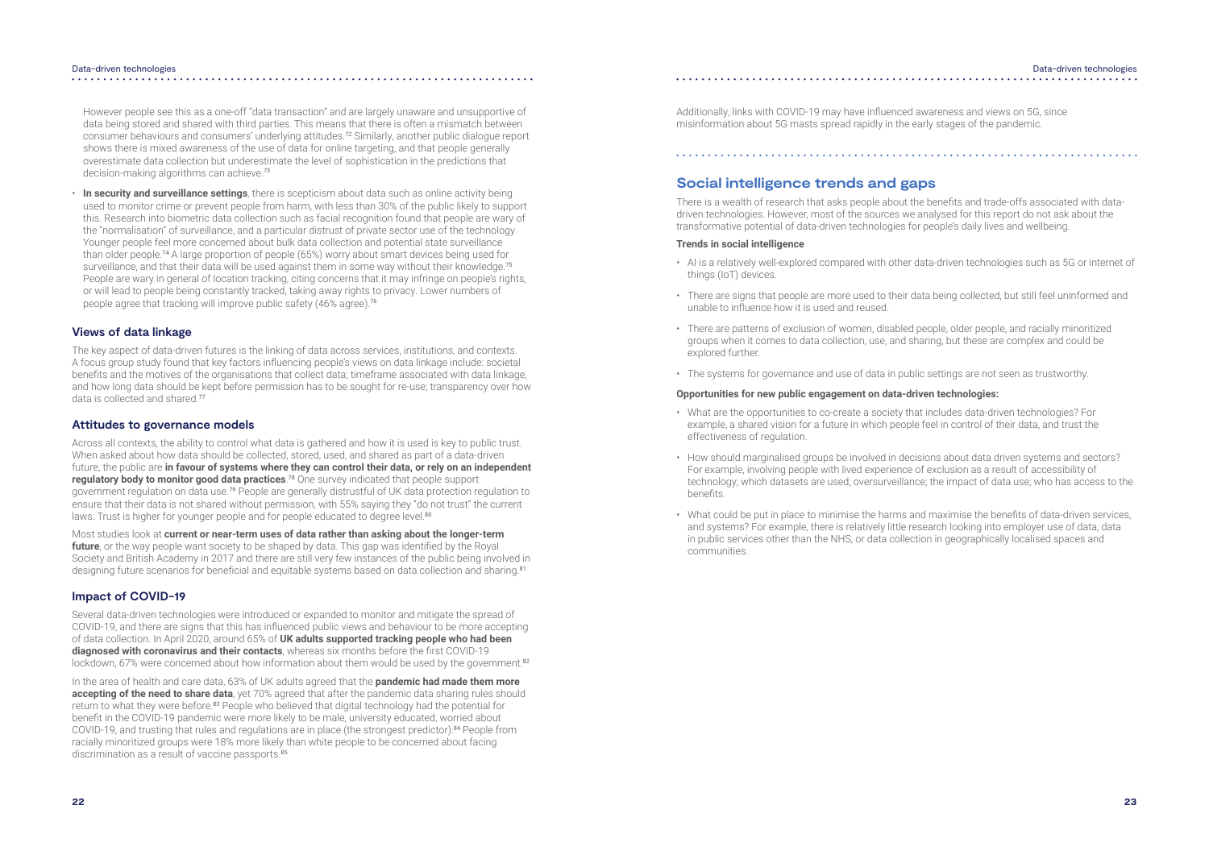However people see this as a one-off "data transaction" and are largely unaware and unsupportive of data being stored and shared with third parties. This means that there is often a mismatch between consumer behaviours and consumers' underlying attitudes.[72] Similarly, another public dialogue report shows there is mixed awareness of the use of data for online targeting, and that people generally overestimate data collection but underestimate the level of sophistication in the predictions that decision-making algorithms can achieve.[73]

- **In security and surveillance settings**, there is scepticism about data such as online activity being used to monitor crime or prevent people from harm, with less than 30% of the public likely to support this. Research into biometric data collection such as facial recognition found that people are wary of the "normalisation" of surveillance, and a particular distrust of private sector use of the technology. Younger people feel more concerned about bulk data collection and potential state surveillance than older people.[74] A large proportion of people (65%) worry about smart devices being used for surveillance, and that their data will be used against them in some way without their knowledge.[75] People are wary in general of location tracking, citing concerns that it may infringe on people's rights, or will lead to people being constantly tracked, taking away rights to privacy. Lower numbers of people agree that tracking will improve public safety (46% agree).[76]

### Views of data linkage

The key aspect of data-driven futures is the linking of data across services, institutions, and contexts. A focus group study found that key factors influencing people's views on data linkage include: societal benefits and the motives of the organisations that collect data; timeframe associated with data linkage, and how long data should be kept before permission has to be sought for re-use; transparency over how data is collected and shared.[77]

### Attitudes to governance models

Across all contexts, the ability to control what data is gathered and how it is used is key to public trust. When asked about how data should be collected, stored, used, and shared as part of a data-driven future, the public are **in favour of systems where they can control their data, or rely on an independent regulatory body to monitor good data practices**.[78] One survey indicated that people support government regulation on data use.[79] People are generally distrustful of UK data protection regulation to ensure that their data is not shared without permission, with 55% saying they "do not trust" the current laws. Trust is higher for younger people and for people educated to degree level.[80]

Most studies look at **current or near-term uses of data rather than asking about the longer-term future**, or the way people want society to be shaped by data. This gap was identified by the Royal Society and British Academy in 2017 and there are still very few instances of the public being involved in designing future scenarios for beneficial and equitable systems based on data collection and sharing.[81]

### Impact of COVID-19

Several data-driven technologies were introduced or expanded to monitor and mitigate the spread of COVID-19, and there are signs that this has influenced public views and behaviour to be more accepting of data collection. In April 2020, around 65% of **UK adults supported tracking people who had been diagnosed with coronavirus and their contacts**, whereas six months before the first COVID-19 lockdown, 67% were concerned about how information about them would be used by the government.[82]

In the area of health and care data, 63% of UK adults agreed that the **pandemic had made them more accepting of the need to share data**, yet 70% agreed that after the pandemic data sharing rules should return to what they were before.[83] People who believed that digital technology had the potential for benefit in the COVID-19 pandemic were more likely to be male, university educated, worried about COVID-19, and trusting that rules and regulations are in place (the strongest predictor).[84] People from racially minoritized groups were 18% more likely than white people to be concerned about facing discrimination as a result of vaccine passports.[85]

Additionally, links with COVID-19 may have influenced awareness and views on 5G, since misinformation about 5G masts spread rapidly in the early stages of the pandemic.

## Social intelligence trends and gaps

There is a wealth of research that asks people about the benefits and trade-offs associated with data-driven technologies. However, most of the sources we analysed for this report do not ask about the transformative potential of data-driven technologies for people's daily lives and wellbeing.

**Trends in social intelligence**

- AI is a relatively well-explored compared with other data-driven technologies such as 5G or internet of things (IoT) devices.
- There are signs that people are more used to their data being collected, but still feel uninformed and unable to influence how it is used and reused.
- There are patterns of exclusion of women, disabled people, older people, and racially minoritized groups when it comes to data collection, use, and sharing, but these are complex and could be explored further.
- The systems for governance and use of data in public settings are not seen as trustworthy.

**Opportunities for new public engagement on data-driven technologies:**

- What are the opportunities to co-create a society that includes data-driven technologies? For example, a shared vision for a future in which people feel in control of their data, and trust the effectiveness of regulation.
- How should marginalised groups be involved in decisions about data driven systems and sectors? For example, involving people with lived experience of exclusion as a result of accessibility of technology; which datasets are used; oversurveillance; the impact of data use; who has access to the benefits.
- What could be put in place to minimise the harms and maximise the benefits of data-driven services, and systems? For example, there is relatively little research looking into employer use of data, data in public services other than the NHS, or data collection in geographically localised spaces and communities.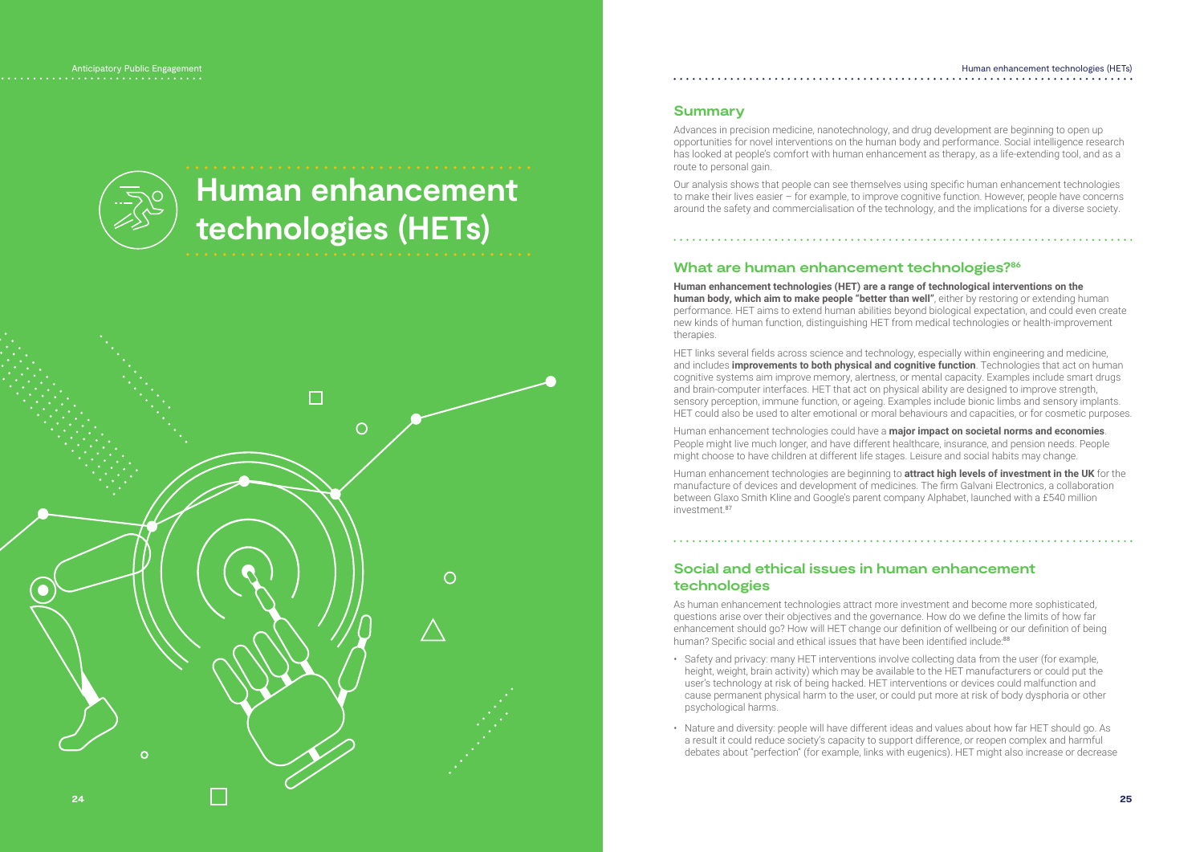# Human enhancement technologies (HETs)

## Summary

Advances in precision medicine, nanotechnology, and drug development are beginning to open up opportunities for novel interventions on the human body and performance. Social intelligence research has looked at people's comfort with human enhancement as therapy, as a life-extending tool, and as a route to personal gain.

Our analysis shows that people can see themselves using specific human enhancement technologies to make their lives easier – for example, to improve cognitive function. However, people have concerns around the safety and commercialisation of the technology, and the implications for a diverse society.

## What are human enhancement technologies?[86]

**Human enhancement technologies (HET) are a range of technological interventions on the human body, which aim to make people "better than well"**, either by restoring or extending human performance. HET aims to extend human abilities beyond biological expectation, and could even create new kinds of human function, distinguishing HET from medical technologies or health-improvement therapies.

HET links several fields across science and technology, especially within engineering and medicine, and includes **improvements to both physical and cognitive function**. Technologies that act on human cognitive systems aim improve memory, alertness, or mental capacity. Examples include smart drugs and brain-computer interfaces. HET that act on physical ability are designed to improve strength, sensory perception, immune function, or ageing. Examples include bionic limbs and sensory implants. HET could also be used to alter emotional or moral behaviours and capacities, or for cosmetic purposes.

Human enhancement technologies could have a **major impact on societal norms and economies**. People might live much longer, and have different healthcare, insurance, and pension needs. People might choose to have children at different life stages. Leisure and social habits may change.

Human enhancement technologies are beginning to **attract high levels of investment in the UK** for the manufacture of devices and development of medicines. The firm Galvani Electronics, a collaboration between Glaxo Smith Kline and Google's parent company Alphabet, launched with a £540 million investment.[87]

## Social and ethical issues in human enhancement technologies

As human enhancement technologies attract more investment and become more sophisticated, questions arise over their objectives and the governance. How do we define the limits of how far enhancement should go? How will HET change our definition of wellbeing or our definition of being human? Specific social and ethical issues that have been identified include:[88]

- Safety and privacy: many HET interventions involve collecting data from the user (for example, height, weight, brain activity) which may be available to the HET manufacturers or could put the user's technology at risk of being hacked. HET interventions or devices could malfunction and cause permanent physical harm to the user, or could put more at risk of body dysphoria or other psychological harms.
- Nature and diversity: people will have different ideas and values about how far HET should go. As a result it could reduce society's capacity to support difference, or reopen complex and harmful debates about "perfection" (for example, links with eugenics). HET might also increase or decrease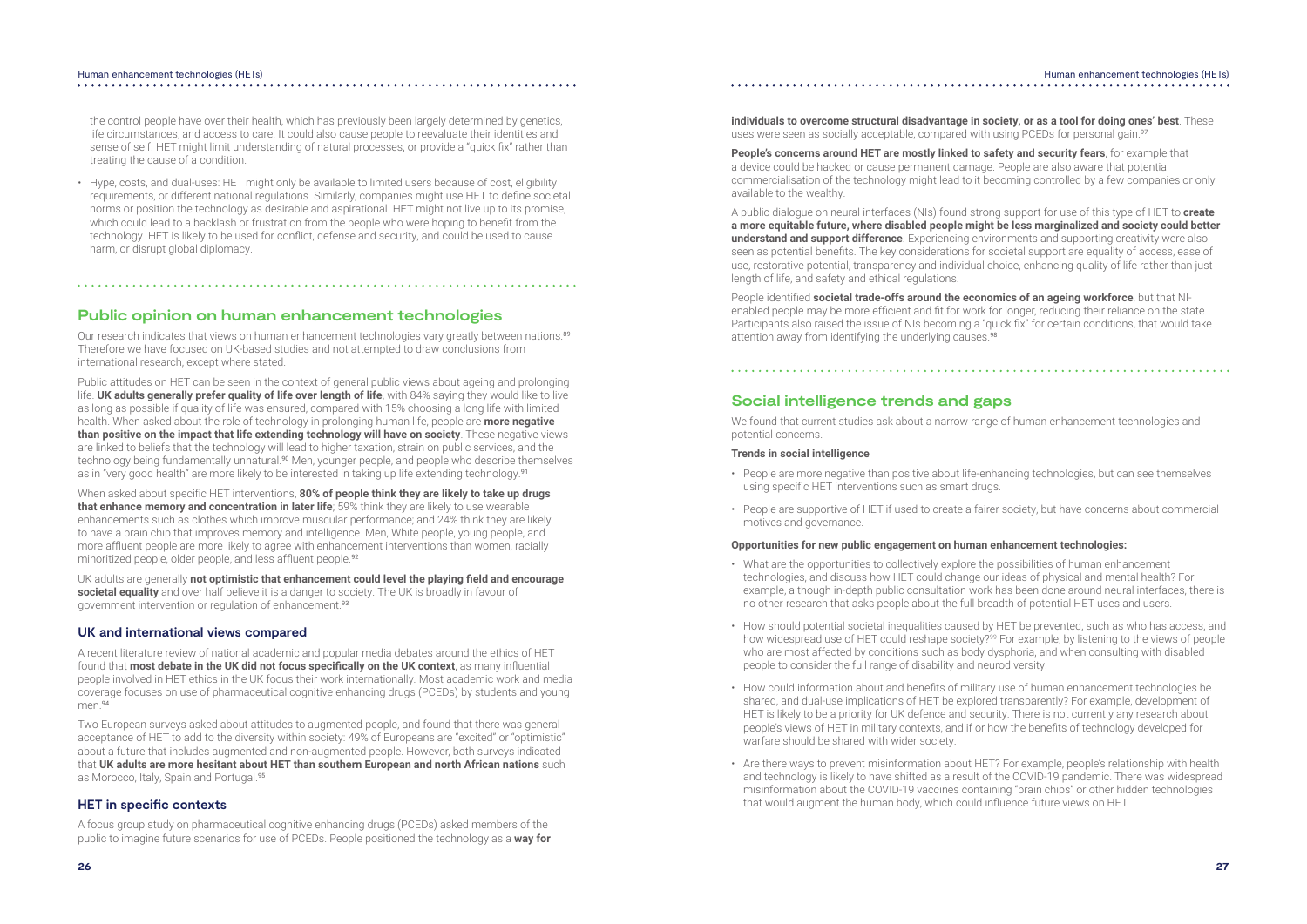the control people have over their health, which has previously been largely determined by genetics, life circumstances, and access to care. It could also cause people to reevaluate their identities and sense of self. HET might limit understanding of natural processes, or provide a "quick fix" rather than treating the cause of a condition.

- Hype, costs, and dual-uses: HET might only be available to limited users because of cost, eligibility requirements, or different national regulations. Similarly, companies might use HET to define societal norms or position the technology as desirable and aspirational. HET might not live up to its promise, which could lead to a backlash or frustration from the people who were hoping to benefit from the technology. HET is likely to be used for conflict, defense and security, and could be used to cause harm, or disrupt global diplomacy.

## Public opinion on human enhancement technologies

Our research indicates that views on human enhancement technologies vary greatly between nations.[89] Therefore we have focused on UK-based studies and not attempted to draw conclusions from international research, except where stated.

Public attitudes on HET can be seen in the context of general public views about ageing and prolonging life. **UK adults generally prefer quality of life over length of life**, with 84% saying they would like to live as long as possible if quality of life was ensured, compared with 15% choosing a long life with limited health. When asked about the role of technology in prolonging human life, people are **more negative than positive on the impact that life extending technology will have on society**. These negative views are linked to beliefs that the technology will lead to higher taxation, strain on public services, and the technology being fundamentally unnatural.[90] Men, younger people, and people who describe themselves as in "very good health" are more likely to be interested in taking up life extending technology.[91]

When asked about specific HET interventions, **80% of people think they are likely to take up drugs that enhance memory and concentration in later life**; 59% think they are likely to use wearable enhancements such as clothes which improve muscular performance; and 24% think they are likely to have a brain chip that improves memory and intelligence. Men, White people, young people, and more affluent people are more likely to agree with enhancement interventions than women, racially minoritized people, older people, and less affluent people.[92]

UK adults are generally **not optimistic that enhancement could level the playing field and encourage societal equality** and over half believe it is a danger to society. The UK is broadly in favour of government intervention or regulation of enhancement.[93]

### UK and international views compared

A recent literature review of national academic and popular media debates around the ethics of HET found that **most debate in the UK did not focus specifically on the UK context**, as many influential people involved in HET ethics in the UK focus their work internationally. Most academic work and media coverage focuses on use of pharmaceutical cognitive enhancing drugs (PCEDs) by students and young men.[94]

Two European surveys asked about attitudes to augmented people, and found that there was general acceptance of HET to add to the diversity within society: 49% of Europeans are "excited" or "optimistic" about a future that includes augmented and non-augmented people. However, both surveys indicated that **UK adults are more hesitant about HET than southern European and north African nations** such as Morocco, Italy, Spain and Portugal.[95]

### HET in specific contexts

A focus group study on pharmaceutical cognitive enhancing drugs (PCEDs) asked members of the public to imagine future scenarios for use of PCEDs. People positioned the technology as a **way for individuals to overcome structural disadvantage in society, or as a tool for doing ones' best**. These uses were seen as socially acceptable, compared with using PCEDs for personal gain.[97]

**People's concerns around HET are mostly linked to safety and security fears**, for example that a device could be hacked or cause permanent damage. People are also aware that potential commercialisation of the technology might lead to it becoming controlled by a few companies or only available to the wealthy.

A public dialogue on neural interfaces (NIs) found strong support for use of this type of HET to **create a more equitable future, where disabled people might be less marginalized and society could better understand and support difference**. Experiencing environments and supporting creativity were also seen as potential benefits. The key considerations for societal support are equality of access, ease of use, restorative potential, transparency and individual choice, enhancing quality of life rather than just length of life, and safety and ethical regulations.

People identified **societal trade-offs around the economics of an ageing workforce**, but that NI-enabled people may be more efficient and fit for work for longer, reducing their reliance on the state. Participants also raised the issue of NIs becoming a "quick fix" for certain conditions, that would take attention away from identifying the underlying causes.[98]

## Social intelligence trends and gaps

We found that current studies ask about a narrow range of human enhancement technologies and potential concerns.

**Trends in social intelligence**

- People are more negative than positive about life-enhancing technologies, but can see themselves using specific HET interventions such as smart drugs.
- People are supportive of HET if used to create a fairer society, but have concerns about commercial motives and governance.

**Opportunities for new public engagement on human enhancement technologies:**

- What are the opportunities to collectively explore the possibilities of human enhancement technologies, and discuss how HET could change our ideas of physical and mental health? For example, although in-depth public consultation work has been done around neural interfaces, there is no other research that asks people about the full breadth of potential HET uses and users.
- How should potential societal inequalities caused by HET be prevented, such as who has access, and how widespread use of HET could reshape society?[99] For example, by listening to the views of people who are most affected by conditions such as body dysphoria, and when consulting with disabled people to consider the full range of disability and neurodiversity.
- How could information about and benefits of military use of human enhancement technologies be shared, and dual-use implications of HET be explored transparently? For example, development of HET is likely to be a priority for UK defence and security. There is not currently any research about people's views of HET in military contexts, and if or how the benefits of technology developed for warfare should be shared with wider society.
- Are there ways to prevent misinformation about HET? For example, people's relationship with health and technology is likely to have shifted as a result of the COVID-19 pandemic. There was widespread misinformation about the COVID-19 vaccines containing "brain chips" or other hidden technologies that would augment the human body, which could influence future views on HET.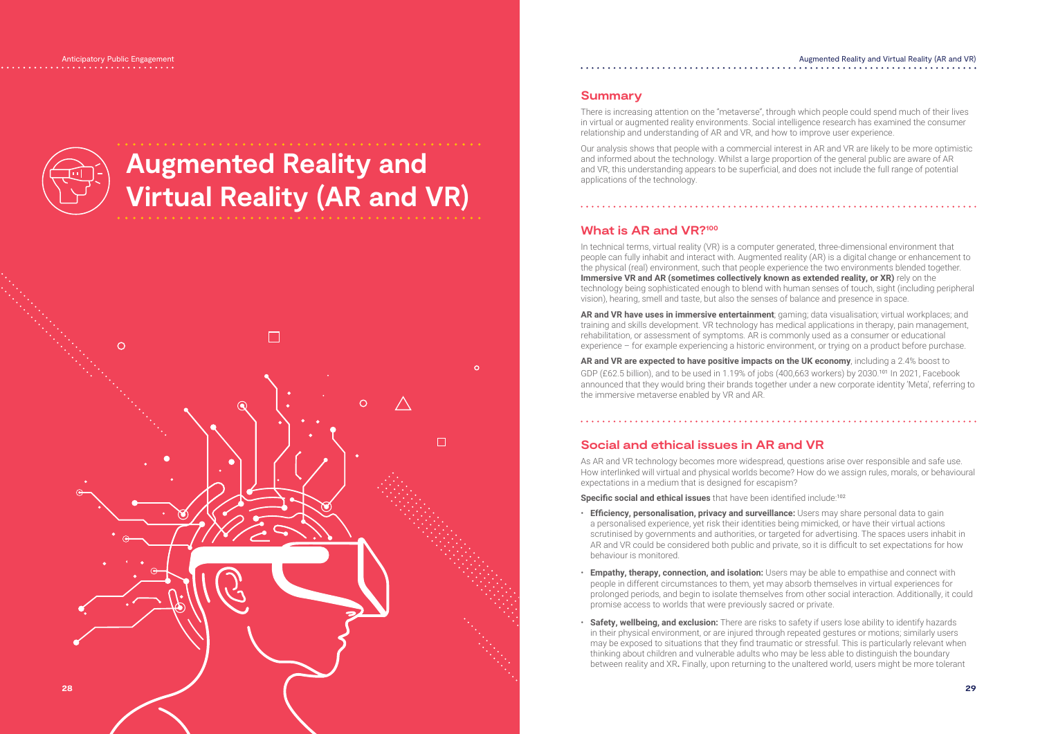# Augmented Reality and Virtual Reality (AR and VR)

## Summary

There is increasing attention on the "metaverse", through which people could spend much of their lives in virtual or augmented reality environments. Social intelligence research has examined the consumer relationship and understanding of AR and VR, and how to improve user experience.

Our analysis shows that people with a commercial interest in AR and VR are likely to be more optimistic and informed about the technology. Whilst a large proportion of the general public are aware of AR and VR, this understanding appears to be superficial, and does not include the full range of potential applications of the technology.

## What is AR and VR?[100]

In technical terms, virtual reality (VR) is a computer generated, three-dimensional environment that people can fully inhabit and interact with. Augmented reality (AR) is a digital change or enhancement to the physical (real) environment, such that people experience the two environments blended together. **Immersive VR and AR (sometimes collectively known as extended reality, or XR)** rely on the technology being sophisticated enough to blend with human senses of touch, sight (including peripheral vision), hearing, smell and taste, but also the senses of balance and presence in space.

**AR and VR have uses in immersive entertainment**; gaming; data visualisation; virtual workplaces; and training and skills development. VR technology has medical applications in therapy, pain management, rehabilitation, or assessment of symptoms. AR is commonly used as a consumer or educational experience – for example experiencing a historic environment, or trying on a product before purchase.

**AR and VR are expected to have positive impacts on the UK economy**, including a 2.4% boost to GDP (£62.5 billion), and to be used in 1.19% of jobs (400,663 workers) by 2030.[101] In 2021, Facebook announced that they would bring their brands together under a new corporate identity 'Meta', referring to the immersive metaverse enabled by VR and AR.

## Social and ethical issues in AR and VR

As AR and VR technology becomes more widespread, questions arise over responsible and safe use. How interlinked will virtual and physical worlds become? How do we assign rules, morals, or behavioural expectations in a medium that is designed for escapism?

**Specific social and ethical issues** that have been identified include:[102]

- **Efficiency, personalisation, privacy and surveillance:** Users may share personal data to gain a personalised experience, yet risk their identities being mimicked, or have their virtual actions scrutinised by governments and authorities, or targeted for advertising. The spaces users inhabit in AR and VR could be considered both public and private, so it is difficult to set expectations for how behaviour is monitored.
- **Empathy, therapy, connection, and isolation:** Users may be able to empathise and connect with people in different circumstances to them, yet may absorb themselves in virtual experiences for prolonged periods, and begin to isolate themselves from other social interaction. Additionally, it could promise access to worlds that were previously sacred or private.
- **Safety, wellbeing, and exclusion:** There are risks to safety if users lose ability to identify hazards in their physical environment, or are injured through repeated gestures or motions; similarly users may be exposed to situations that they find traumatic or stressful. This is particularly relevant when thinking about children and vulnerable adults who may be less able to distinguish the boundary between reality and XR**.** Finally, upon returning to the unaltered world, users might be more tolerant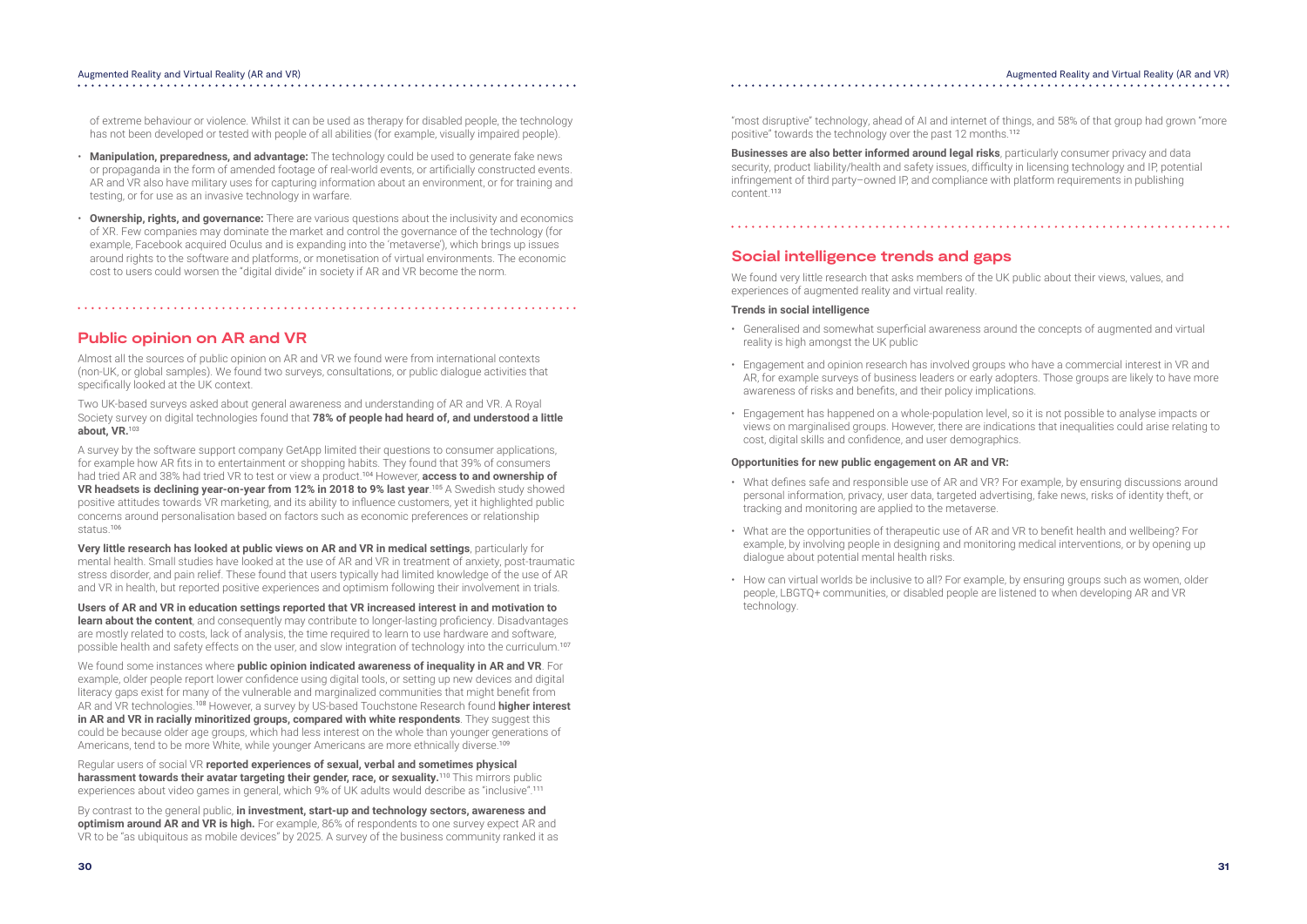of extreme behaviour or violence. Whilst it can be used as therapy for disabled people, the technology has not been developed or tested with people of all abilities (for example, visually impaired people).

- **Manipulation, preparedness, and advantage:** The technology could be used to generate fake news or propaganda in the form of amended footage of real-world events, or artificially constructed events. AR and VR also have military uses for capturing information about an environment, or for training and testing, or for use as an invasive technology in warfare.
- **Ownership, rights, and governance:** There are various questions about the inclusivity and economics of XR. Few companies may dominate the market and control the governance of the technology (for example, Facebook acquired Oculus and is expanding into the 'metaverse'), which brings up issues around rights to the software and platforms, or monetisation of virtual environments. The economic cost to users could worsen the "digital divide" in society if AR and VR become the norm.

## Public opinion on AR and VR

Almost all the sources of public opinion on AR and VR we found were from international contexts (non-UK, or global samples). We found two surveys, consultations, or public dialogue activities that specifically looked at the UK context.

Two UK-based surveys asked about general awareness and understanding of AR and VR. A Royal Society survey on digital technologies found that **78% of people had heard of, and understood a little about, VR.**[103]

A survey by the software support company GetApp limited their questions to consumer applications, for example how AR fits in to entertainment or shopping habits. They found that 39% of consumers had tried AR and 38% had tried VR to test or view a product.[104] However, **access to and ownership of VR headsets is declining year-on-year from 12% in 2018 to 9% last year**.[105] A Swedish study showed positive attitudes towards VR marketing, and its ability to influence customers, yet it highlighted public concerns around personalisation based on factors such as economic preferences or relationship status.[106]

**Very little research has looked at public views on AR and VR in medical settings**, particularly for mental health. Small studies have looked at the use of AR and VR in treatment of anxiety, post-traumatic stress disorder, and pain relief. These found that users typically had limited knowledge of the use of AR and VR in health, but reported positive experiences and optimism following their involvement in trials.

**Users of AR and VR in education settings reported that VR increased interest in and motivation to learn about the content**, and consequently may contribute to longer-lasting proficiency. Disadvantages are mostly related to costs, lack of analysis, the time required to learn to use hardware and software, possible health and safety effects on the user, and slow integration of technology into the curriculum.[107]

We found some instances where **public opinion indicated awareness of inequality in AR and VR**. For example, older people report lower confidence using digital tools, or setting up new devices and digital literacy gaps exist for many of the vulnerable and marginalized communities that might benefit from AR and VR technologies.[108] However, a survey by US-based Touchstone Research found **higher interest in AR and VR in racially minoritized groups, compared with white respondents**. They suggest this could be because older age groups, which had less interest on the whole than younger generations of Americans, tend to be more White, while younger Americans are more ethnically diverse.[109]

Regular users of social VR **reported experiences of sexual, verbal and sometimes physical harassment towards their avatar targeting their gender, race, or sexuality.**[110] This mirrors public experiences about video games in general, which 9% of UK adults would describe as "inclusive".[111]

By contrast to the general public, **in investment, start-up and technology sectors, awareness and optimism around AR and VR is high.** For example, 86% of respondents to one survey expect AR and VR to be "as ubiquitous as mobile devices" by 2025. A survey of the business community ranked it as "most disruptive" technology, ahead of AI and internet of things, and 58% of that group had grown "more positive" towards the technology over the past 12 months.[112]

**Businesses are also better informed around legal risks**, particularly consumer privacy and data security, product liability/health and safety issues, difficulty in licensing technology and IP, potential infringement of third party–owned IP, and compliance with platform requirements in publishing content.[113]

## Social intelligence trends and gaps

We found very little research that asks members of the UK public about their views, values, and experiences of augmented reality and virtual reality.

**Trends in social intelligence**

- Generalised and somewhat superficial awareness around the concepts of augmented and virtual reality is high amongst the UK public
- Engagement and opinion research has involved groups who have a commercial interest in VR and AR, for example surveys of business leaders or early adopters. Those groups are likely to have more awareness of risks and benefits, and their policy implications.
- Engagement has happened on a whole-population level, so it is not possible to analyse impacts or views on marginalised groups. However, there are indications that inequalities could arise relating to cost, digital skills and confidence, and user demographics.

**Opportunities for new public engagement on AR and VR:**

- What defines safe and responsible use of AR and VR? For example, by ensuring discussions around personal information, privacy, user data, targeted advertising, fake news, risks of identity theft, or tracking and monitoring are applied to the metaverse.
- What are the opportunities of therapeutic use of AR and VR to benefit health and wellbeing? For example, by involving people in designing and monitoring medical interventions, or by opening up dialogue about potential mental health risks.
- How can virtual worlds be inclusive to all? For example, by ensuring groups such as women, older people, LBGTQ+ communities, or disabled people are listened to when developing AR and VR technology.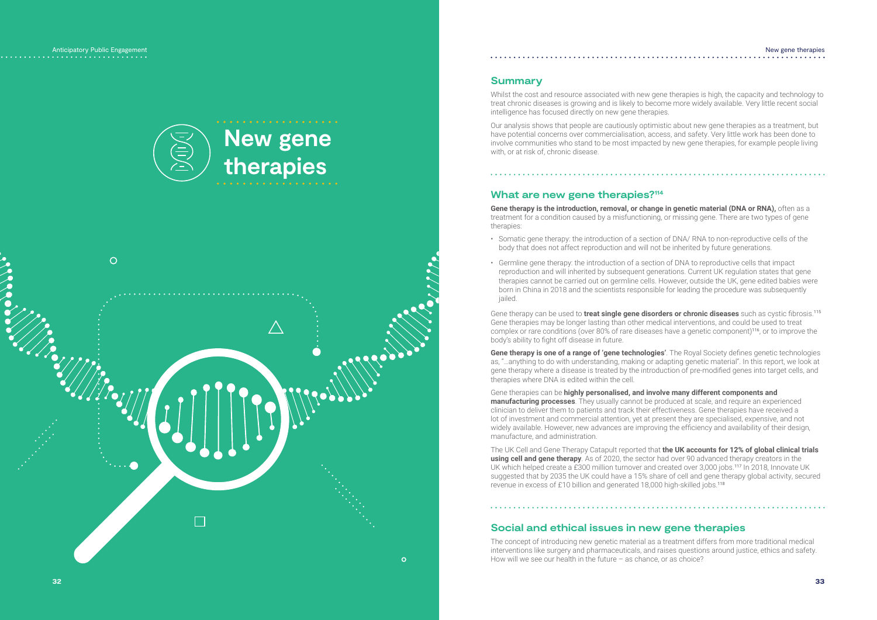# New gene therapies

## Summary

Whilst the cost and resource associated with new gene therapies is high, the capacity and technology to treat chronic diseases is growing and is likely to become more widely available. Very little recent social intelligence has focused directly on new gene therapies.

Our analysis shows that people are cautiously optimistic about new gene therapies as a treatment, but have potential concerns over commercialisation, access, and safety. Very little work has been done to involve communities who stand to be most impacted by new gene therapies, for example people living with, or at risk of, chronic disease.

## What are new gene therapies?[114]

**Gene therapy is the introduction, removal, or change in genetic material (DNA or RNA),** often as a treatment for a condition caused by a misfunctioning, or missing gene. There are two types of gene therapies:

- Somatic gene therapy: the introduction of a section of DNA/ RNA to non-reproductive cells of the body that does not affect reproduction and will not be inherited by future generations.
- Germline gene therapy: the introduction of a section of DNA to reproductive cells that impact reproduction and will inherited by subsequent generations. Current UK regulation states that gene therapies cannot be carried out on germline cells. However, outside the UK, gene edited babies were born in China in 2018 and the scientists responsible for leading the procedure was subsequently jailed.

Gene therapy can be used to **treat single gene disorders or chronic diseases** such as cystic fibrosis.[115] Gene therapies may be longer lasting than other medical interventions, and could be used to treat complex or rare conditions (over 80% of rare diseases have a genetic component)[116], or to improve the body's ability to fight off disease in future.

**Gene therapy is one of a range of 'gene technologies'**. The Royal Society defines genetic technologies as, "...anything to do with understanding, making or adapting genetic material". In this report, we look at gene therapy where a disease is treated by the introduction of pre-modified genes into target cells, and therapies where DNA is edited within the cell.

Gene therapies can be **highly personalised, and involve many different components and manufacturing processes**. They usually cannot be produced at scale, and require an experienced clinician to deliver them to patients and track their effectiveness. Gene therapies have received a lot of investment and commercial attention, yet at present they are specialised, expensive, and not widely available. However, new advances are improving the efficiency and availability of their design, manufacture, and administration.

The UK Cell and Gene Therapy Catapult reported that **the UK accounts for 12% of global clinical trials using cell and gene therapy**. As of 2020, the sector had over 90 advanced therapy creators in the UK which helped create a £300 million turnover and created over 3,000 jobs.[117] In 2018, Innovate UK suggested that by 2035 the UK could have a 15% share of cell and gene therapy global activity, secured revenue in excess of £10 billion and generated 18,000 high-skilled jobs.[118]

## Social and ethical issues in new gene therapies

The concept of introducing new genetic material as a treatment differs from more traditional medical interventions like surgery and pharmaceuticals, and raises questions around justice, ethics and safety. How will we see our health in the future – as chance, or as choice?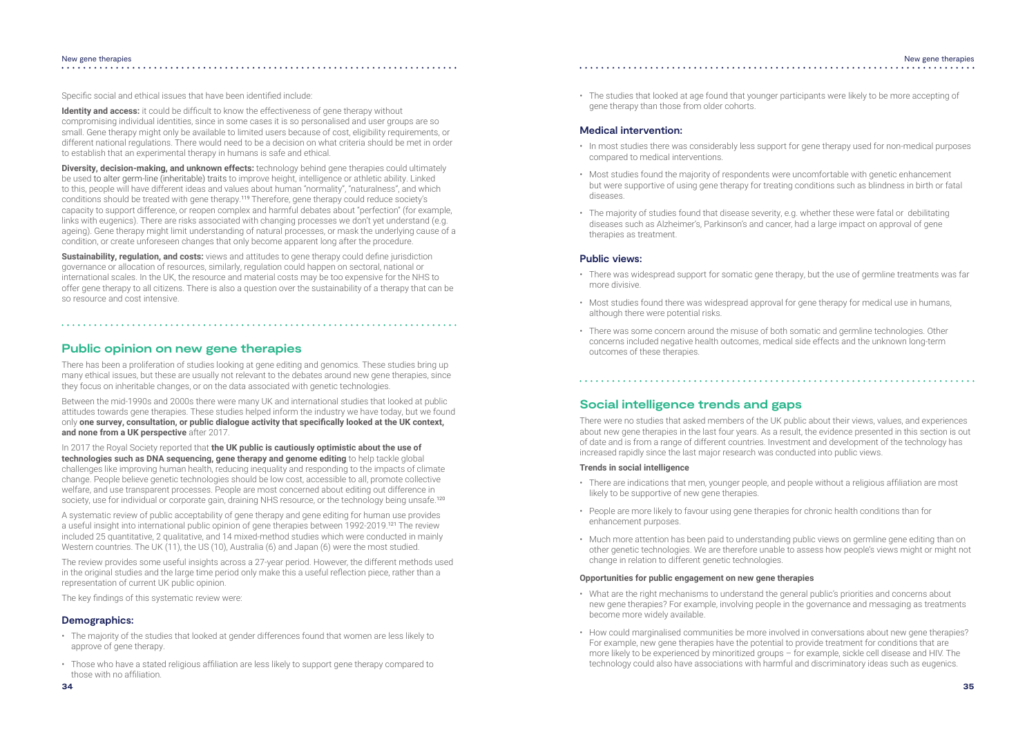Specific social and ethical issues that have been identified include:

**Identity and access:** it could be difficult to know the effectiveness of gene therapy without compromising individual identities, since in some cases it is so personalised and user groups are so small. Gene therapy might only be available to limited users because of cost, eligibility requirements, or different national regulations. There would need to be a decision on what criteria should be met in order to establish that an experimental therapy in humans is safe and ethical.

**Diversity, decision-making, and unknown effects:** technology behind gene therapies could ultimately be used to alter germ-line (inheritable) traits to improve height, intelligence or athletic ability. Linked to this, people will have different ideas and values about human "normality", "naturalness", and which conditions should be treated with gene therapy.[119] Therefore, gene therapy could reduce society's capacity to support difference, or reopen complex and harmful debates about "perfection" (for example, links with eugenics). There are risks associated with changing processes we don't yet understand (e.g. ageing). Gene therapy might limit understanding of natural processes, or mask the underlying cause of a condition, or create unforeseen changes that only become apparent long after the procedure.

**Sustainability, regulation, and costs:** views and attitudes to gene therapy could define jurisdiction governance or allocation of resources, similarly, regulation could happen on sectoral, national or international scales. In the UK, the resource and material costs may be too expensive for the NHS to offer gene therapy to all citizens. There is also a question over the sustainability of a therapy that can be so resource and cost intensive.

## Public opinion on new gene therapies

There has been a proliferation of studies looking at gene editing and genomics. These studies bring up many ethical issues, but these are usually not relevant to the debates around new gene therapies, since they focus on inheritable changes, or on the data associated with genetic technologies.

Between the mid-1990s and 2000s there were many UK and international studies that looked at public attitudes towards gene therapies. These studies helped inform the industry we have today, but we found only **one survey, consultation, or public dialogue activity that specifically looked at the UK context, and none from a UK perspective** after 2017.

In 2017 the Royal Society reported that **the UK public is cautiously optimistic about the use of technologies such as DNA sequencing, gene therapy and genome editing** to help tackle global challenges like improving human health, reducing inequality and responding to the impacts of climate change. People believe genetic technologies should be low cost, accessible to all, promote collective welfare, and use transparent processes. People are most concerned about editing out difference in society, use for individual or corporate gain, draining NHS resource, or the technology being unsafe.[120]

A systematic review of public acceptability of gene therapy and gene editing for human use provides a useful insight into international public opinion of gene therapies between 1992-2019.[121] The review included 25 quantitative, 2 qualitative, and 14 mixed-method studies which were conducted in mainly Western countries. The UK (11), the US (10), Australia (6) and Japan (6) were the most studied.

The review provides some useful insights across a 27-year period. However, the different methods used in the original studies and the large time period only make this a useful reflection piece, rather than a representation of current UK public opinion.

The key findings of this systematic review were:

### Demographics:

- The majority of the studies that looked at gender differences found that women are less likely to approve of gene therapy.
- Those who have a stated religious affiliation are less likely to support gene therapy compared to those with no affiliation.
- The studies that looked at age found that younger participants were likely to be more accepting of gene therapy than those from older cohorts.

### Medical intervention:

- In most studies there was considerably less support for gene therapy used for non-medical purposes compared to medical interventions.
- Most studies found the majority of respondents were uncomfortable with genetic enhancement but were supportive of using gene therapy for treating conditions such as blindness in birth or fatal diseases.
- The majority of studies found that disease severity, e.g. whether these were fatal or debilitating diseases such as Alzheimer's, Parkinson's and cancer, had a large impact on approval of gene therapies as treatment.

### Public views:

- There was widespread support for somatic gene therapy, but the use of germline treatments was far more divisive.
- Most studies found there was widespread approval for gene therapy for medical use in humans, although there were potential risks.
- There was some concern around the misuse of both somatic and germline technologies. Other concerns included negative health outcomes, medical side effects and the unknown long-term outcomes of these therapies.

## Social intelligence trends and gaps

There were no studies that asked members of the UK public about their views, values, and experiences about new gene therapies in the last four years. As a result, the evidence presented in this section is out of date and is from a range of different countries. Investment and development of the technology has increased rapidly since the last major research was conducted into public views.

#### Trends in social intelligence

- There are indications that men, younger people, and people without a religious affiliation are most likely to be supportive of new gene therapies.
- People are more likely to favour using gene therapies for chronic health conditions than for enhancement purposes.
- Much more attention has been paid to understanding public views on germline gene editing than on other genetic technologies. We are therefore unable to assess how people's views might or might not change in relation to different genetic technologies.

#### Opportunities for public engagement on new gene therapies

- What are the right mechanisms to understand the general public's priorities and concerns about new gene therapies? For example, involving people in the governance and messaging as treatments become more widely available.
- How could marginalised communities be more involved in conversations about new gene therapies? For example, new gene therapies have the potential to provide treatment for conditions that are more likely to be experienced by minoritized groups – for example, sickle cell disease and HIV. The technology could also have associations with harmful and discriminatory ideas such as eugenics.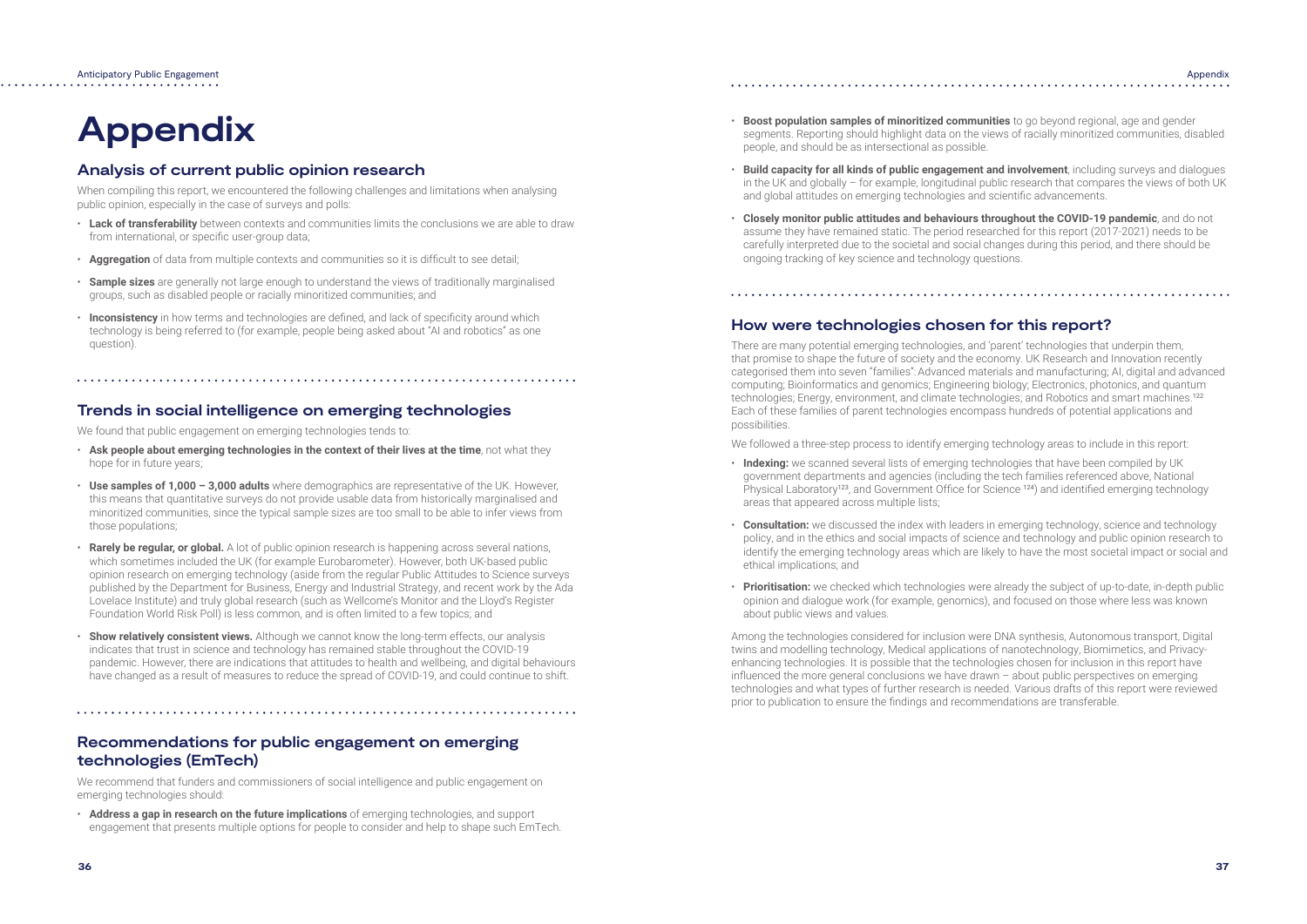# Appendix

## Analysis of current public opinion research

When compiling this report, we encountered the following challenges and limitations when analysing public opinion, especially in the case of surveys and polls:

- **Lack of transferability** between contexts and communities limits the conclusions we are able to draw from international, or specific user-group data;
- **Aggregation** of data from multiple contexts and communities so it is difficult to see detail;
- **Sample sizes** are generally not large enough to understand the views of traditionally marginalised groups, such as disabled people or racially minoritized communities; and
- **Inconsistency** in how terms and technologies are defined, and lack of specificity around which technology is being referred to (for example, people being asked about "AI and robotics" as one question).

## Trends in social intelligence on emerging technologies

We found that public engagement on emerging technologies tends to:

- **Ask people about emerging technologies in the context of their lives at the time**, not what they hope for in future years;
- **Use samples of 1,000 – 3,000 adults** where demographics are representative of the UK. However, this means that quantitative surveys do not provide usable data from historically marginalised and minoritized communities, since the typical sample sizes are too small to be able to infer views from those populations;
- **Rarely be regular, or global.** A lot of public opinion research is happening across several nations, which sometimes included the UK (for example Eurobarometer). However, both UK-based public opinion research on emerging technology (aside from the regular Public Attitudes to Science surveys published by the Department for Business, Energy and Industrial Strategy, and recent work by the Ada Lovelace Institute) and truly global research (such as Wellcome's Monitor and the Lloyd's Register Foundation World Risk Poll) is less common, and is often limited to a few topics; and
- **Show relatively consistent views.** Although we cannot know the long-term effects, our analysis indicates that trust in science and technology has remained stable throughout the COVID-19 pandemic. However, there are indications that attitudes to health and wellbeing, and digital behaviours have changed as a result of measures to reduce the spread of COVID-19, and could continue to shift.

## Recommendations for public engagement on emerging technologies (EmTech)

We recommend that funders and commissioners of social intelligence and public engagement on emerging technologies should:

- **Address a gap in research on the future implications** of emerging technologies, and support engagement that presents multiple options for people to consider and help to shape such EmTech.
- **Boost population samples of minoritized communities** to go beyond regional, age and gender segments. Reporting should highlight data on the views of racially minoritized communities, disabled people, and should be as intersectional as possible.
- **Build capacity for all kinds of public engagement and involvement**, including surveys and dialogues in the UK and globally – for example, longitudinal public research that compares the views of both UK and global attitudes on emerging technologies and scientific advancements.
- **Closely monitor public attitudes and behaviours throughout the COVID-19 pandemic**, and do not assume they have remained static. The period researched for this report (2017-2021) needs to be carefully interpreted due to the societal and social changes during this period, and there should be ongoing tracking of key science and technology questions.

## How were technologies chosen for this report?

There are many potential emerging technologies, and 'parent' technologies that underpin them, that promise to shape the future of society and the economy. UK Research and Innovation recently categorised them into seven "families": Advanced materials and manufacturing; AI, digital and advanced computing; Bioinformatics and genomics; Engineering biology; Electronics, photonics, and quantum technologies; Energy, environment, and climate technologies; and Robotics and smart machines.[122] Each of these families of parent technologies encompass hundreds of potential applications and possibilities.

We followed a three-step process to identify emerging technology areas to include in this report:

- **Indexing:** we scanned several lists of emerging technologies that have been compiled by UK government departments and agencies (including the tech families referenced above, National Physical Laboratory[123], and Government Office for Science [124]) and identified emerging technology areas that appeared across multiple lists;
- **Consultation:** we discussed the index with leaders in emerging technology, science and technology policy, and in the ethics and social impacts of science and technology and public opinion research to identify the emerging technology areas which are likely to have the most societal impact or social and ethical implications; and
- **Prioritisation:** we checked which technologies were already the subject of up-to-date, in-depth public opinion and dialogue work (for example, genomics), and focused on those where less was known about public views and values.

Among the technologies considered for inclusion were DNA synthesis, Autonomous transport, Digital twins and modelling technology, Medical applications of nanotechnology, Biomimetics, and Privacy-enhancing technologies. It is possible that the technologies chosen for inclusion in this report have influenced the more general conclusions we have drawn – about public perspectives on emerging technologies and what types of further research is needed. Various drafts of this report were reviewed prior to publication to ensure the findings and recommendations are transferable.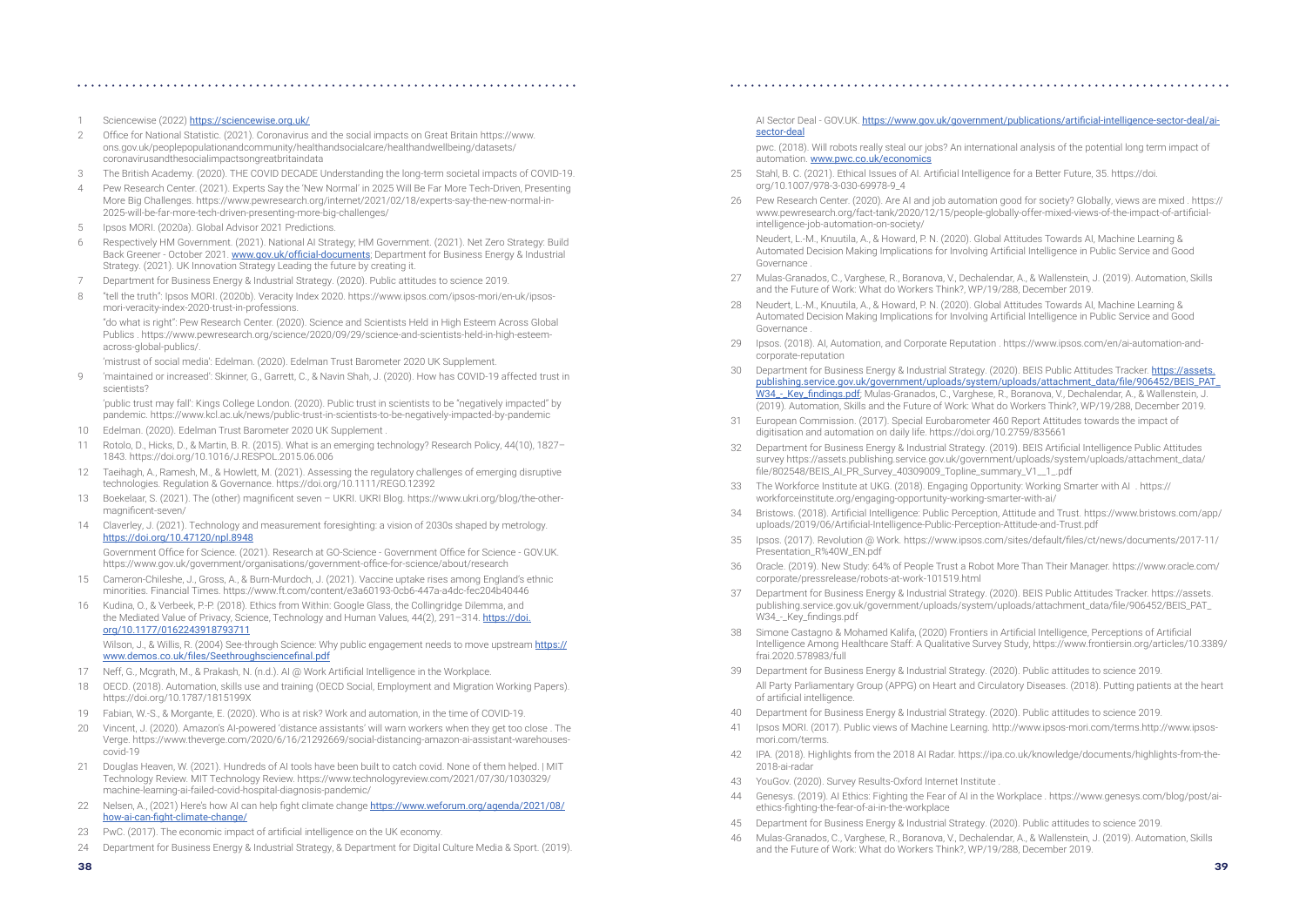1 Sciencewise (2022) https://sciencewise.org.uk/

2 Office for National Statistic. (2021). Coronavirus and the social impacts on Great Britain https://www.ons.gov.uk/peoplepopulationandcommunity/healthandsocialcare/healthandwellbeing/datasets/coronavirusandthesocialimpactsongreatbritaindata

3 The British Academy. (2020). THE COVID DECADE Understanding the long-term societal impacts of COVID-19.

4 Pew Research Center. (2021). Experts Say the 'New Normal' in 2025 Will Be Far More Tech-Driven, Presenting More Big Challenges. https://www.pewresearch.org/internet/2021/02/18/experts-say-the-new-normal-in-2025-will-be-far-more-tech-driven-presenting-more-big-challenges/

5 Ipsos MORI. (2020a). Global Advisor 2021 Predictions.

6 Respectively HM Government. (2021). National AI Strategy; HM Government. (2021). Net Zero Strategy: Build Back Greener - October 2021. www.gov.uk/official-documents; Department for Business Energy & Industrial Strategy. (2021). UK Innovation Strategy Leading the future by creating it.

7 Department for Business Energy & Industrial Strategy. (2020). Public attitudes to science 2019.

8 "tell the truth": Ipsos MORI. (2020b). Veracity Index 2020. https://www.ipsos.com/ipsos-mori/en-uk/ipsos-mori-veracity-index-2020-trust-in-professions.

"do what is right": Pew Research Center. (2020). Science and Scientists Held in High Esteem Across Global Publics . https://www.pewresearch.org/science/2020/09/29/science-and-scientists-held-in-high-esteem-across-global-publics/.

'mistrust of social media': Edelman. (2020). Edelman Trust Barometer 2020 UK Supplement.

9 'maintained or increased': Skinner, G., Garrett, C., & Navin Shah, J. (2020). How has COVID-19 affected trust in scientists?

'public trust may fall': Kings College London. (2020). Public trust in scientists to be "negatively impacted" by pandemic. https://www.kcl.ac.uk/news/public-trust-in-scientists-to-be-negatively-impacted-by-pandemic

10 Edelman. (2020). Edelman Trust Barometer 2020 UK Supplement .

11 Rotolo, D., Hicks, D., & Martin, B. R. (2015). What is an emerging technology? Research Policy, 44(10), 1827–1843. https://doi.org/10.1016/J.RESPOL.2015.06.006

12 Taeihagh, A., Ramesh, M., & Howlett, M. (2021). Assessing the regulatory challenges of emerging disruptive technologies. Regulation & Governance. https://doi.org/10.1111/REGO.12392

13 Boekelaar, S. (2021). The (other) magnificent seven – UKRI. UKRI Blog. https://www.ukri.org/blog/the-other-magnificent-seven/

14 Claverley, J. (2021). Technology and measurement foresighting: a vision of 2030s shaped by metrology. https://doi.org/10.47120/npl.8948

Government Office for Science. (2021). Research at GO-Science - Government Office for Science - GOV.UK. https://www.gov.uk/government/organisations/government-office-for-science/about/research

15 Cameron-Chileshe, J., Gross, A., & Burn-Murdoch, J. (2021). Vaccine uptake rises among England's ethnic minorities. Financial Times. https://www.ft.com/content/e3a60193-0cb6-447a-a4dc-fec204b40446

16 Kudina, O., & Verbeek, P.-P. (2018). Ethics from Within: Google Glass, the Collingridge Dilemma, and the Mediated Value of Privacy, Science, Technology and Human Values, 44(2), 291–314. https://doi.org/10.1177/0162243918793711

Wilson, J., & Willis, R. (2004) See-through Science: Why public engagement needs to move upstream https://www.demos.co.uk/files/Seethroughsciencefinal.pdf

17 Neff, G., Mcgrath, M., & Prakash, N. (n.d.). AI @ Work Artificial Intelligence in the Workplace.

18 OECD. (2018). Automation, skills use and training (OECD Social, Employment and Migration Working Papers). https://doi.org/10.1787/1815199X

19 Fabian, W.-S., & Morgante, E. (2020). Who is at risk? Work and automation, in the time of COVID-19.

20 Vincent, J. (2020). Amazon's AI-powered 'distance assistants' will warn workers when they get too close . The Verge. https://www.theverge.com/2020/6/16/21292669/social-distancing-amazon-ai-assistant-warehouses-covid-19

21 Douglas Heaven, W. (2021). Hundreds of AI tools have been built to catch covid. None of them helped. | MIT Technology Review. MIT Technology Review. https://www.technologyreview.com/2021/07/30/1030329/machine-learning-ai-failed-covid-hospital-diagnosis-pandemic/

22 Nelsen, A., (2021) Here's how AI can help fight climate change https://www.weforum.org/agenda/2021/08/how-ai-can-fight-climate-change/

23 PwC. (2017). The economic impact of artificial intelligence on the UK economy.

24 Department for Business Energy & Industrial Strategy, & Department for Digital Culture Media & Sport. (2019). AI Sector Deal - GOV.UK. https://www.gov.uk/government/publications/artificial-intelligence-sector-deal/ai-sector-deal

pwc. (2018). Will robots really steal our jobs? An international analysis of the potential long term impact of automation. www.pwc.co.uk/economics

25 Stahl, B. C. (2021). Ethical Issues of AI. Artificial Intelligence for a Better Future, 35. https://doi.org/10.1007/978-3-030-69978-9_4

26 Pew Research Center. (2020). Are AI and job automation good for society? Globally, views are mixed . https://www.pewresearch.org/fact-tank/2020/12/15/people-globally-offer-mixed-views-of-the-impact-of-artificial-intelligence-job-automation-on-society/

Neudert, L.-M., Knuutila, A., & Howard, P. N. (2020). Global Attitudes Towards AI, Machine Learning & Automated Decision Making Implications for Involving Artificial Intelligence in Public Service and Good Governance .

27 Mulas-Granados, C., Varghese, R., Boranova, V., Dechalendar, A., & Wallenstein, J. (2019). Automation, Skills and the Future of Work: What do Workers Think?, WP/19/288, December 2019.

28 Neudert, L.-M., Knuutila, A., & Howard, P. N. (2020). Global Attitudes Towards AI, Machine Learning & Automated Decision Making Implications for Involving Artificial Intelligence in Public Service and Good Governance .

29 Ipsos. (2018). AI, Automation, and Corporate Reputation . https://www.ipsos.com/en/ai-automation-and-corporate-reputation

30 Department for Business Energy & Industrial Strategy. (2020). BEIS Public Attitudes Tracker. https://assets.publishing.service.gov.uk/government/uploads/system/uploads/attachment_data/file/906452/BEIS_PAT_W34_-_Key_findings.pdf; Mulas-Granados, C., Varghese, R., Boranova, V., Dechalendar, A., & Wallenstein, J. (2019). Automation, Skills and the Future of Work: What do Workers Think?, WP/19/288, December 2019.

31 European Commission. (2017). Special Eurobarometer 460 Report Attitudes towards the impact of digitisation and automation on daily life. https://doi.org/10.2759/835661

32 Department for Business Energy & Industrial Strategy. (2019). BEIS Artificial Intelligence Public Attitudes survey https://assets.publishing.service.gov.uk/government/uploads/system/uploads/attachment_data/file/802548/BEIS_AI_PR_Survey_40309009_Topline_summary_V1__1_.pdf

33 The Workforce Institute at UKG. (2018). Engaging Opportunity: Working Smarter with AI . https://workforceinstitute.org/engaging-opportunity-working-smarter-with-ai/

34 Bristows. (2018). Artificial Intelligence: Public Perception, Attitude and Trust. https://www.bristows.com/app/uploads/2019/06/Artificial-Intelligence-Public-Perception-Attitude-and-Trust.pdf

35 Ipsos. (2017). Revolution @ Work. https://www.ipsos.com/sites/default/files/ct/news/documents/2017-11/Presentation_R%40W_EN.pdf

36 Oracle. (2019). New Study: 64% of People Trust a Robot More Than Their Manager. https://www.oracle.com/corporate/pressrelease/robots-at-work-101519.html

37 Department for Business Energy & Industrial Strategy. (2020). BEIS Public Attitudes Tracker. https://assets.publishing.service.gov.uk/government/uploads/system/uploads/attachment_data/file/906452/BEIS_PAT_W34_-_Key_findings.pdf

38 Simone Castagno & Mohamed Kalifa, (2020) Frontiers in Artificial Intelligence, Perceptions of Artificial Intelligence Among Healthcare Staff: A Qualitative Survey Study, https://www.frontiersin.org/articles/10.3389/frai.2020.578983/full

39 Department for Business Energy & Industrial Strategy. (2020). Public attitudes to science 2019.

All Party Parliamentary Group (APPG) on Heart and Circulatory Diseases. (2018). Putting patients at the heart of artificial intelligence.

40 Department for Business Energy & Industrial Strategy. (2020). Public attitudes to science 2019.

41 Ipsos MORI. (2017). Public views of Machine Learning. http://www.ipsos-mori.com/terms.http://www.ipsos-mori.com/terms.

42 IPA. (2018). Highlights from the 2018 AI Radar. https://ipa.co.uk/knowledge/documents/highlights-from-the-2018-ai-radar

43 YouGov. (2020). Survey Results-Oxford Internet Institute .

44 Genesys. (2019). AI Ethics: Fighting the Fear of AI in the Workplace . https://www.genesys.com/blog/post/ai-ethics-fighting-the-fear-of-ai-in-the-workplace

45 Department for Business Energy & Industrial Strategy. (2020). Public attitudes to science 2019.

46 Mulas-Granados, C., Varghese, R., Boranova, V., Dechalendar, A., & Wallenstein, J. (2019). Automation, Skills and the Future of Work: What do Workers Think?, WP/19/288, December 2019.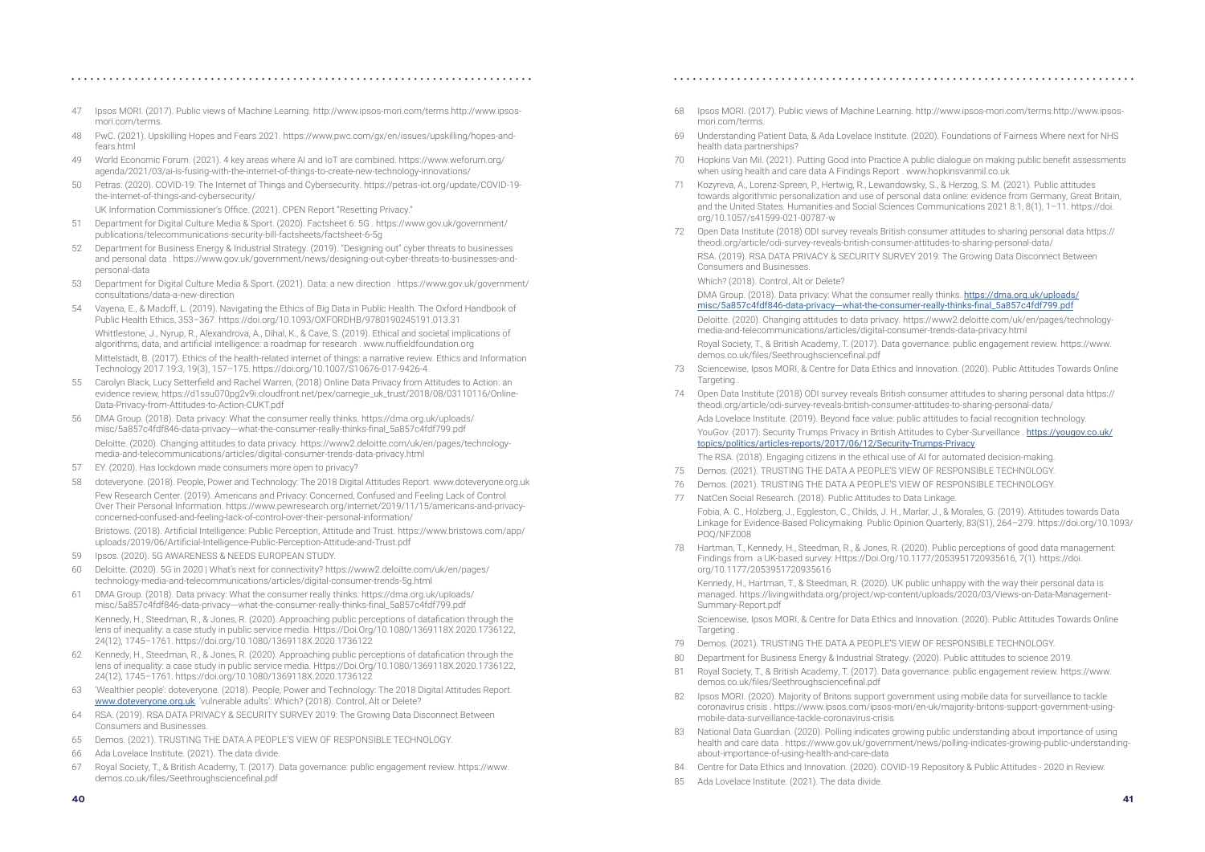47 Ipsos MORI. (2017). Public views of Machine Learning. http://www.ipsos-mori.com/terms.http://www.ipsos-mori.com/terms.

48 PwC. (2021). Upskilling Hopes and Fears 2021. https://www.pwc.com/gx/en/issues/upskilling/hopes-and-fears.html

49 World Economic Forum. (2021). 4 key areas where AI and IoT are combined. https://www.weforum.org/agenda/2021/03/ai-is-fusing-with-the-internet-of-things-to-create-new-technology-innovations/

50 Petras. (2020). COVID-19: The Internet of Things and Cybersecurity. https://petras-iot.org/update/COVID-19-the-internet-of-things-and-cybersecurity/

UK Information Commissioner's Office. (2021). CPEN Report "Resetting Privacy."

51 Department for Digital Culture Media & Sport. (2020). Factsheet 6: 5G . https://www.gov.uk/government/publications/telecommunications-security-bill-factsheets/factsheet-6-5g

52 Department for Business Energy & Industrial Strategy. (2019). "Designing out" cyber threats to businesses and personal data . https://www.gov.uk/government/news/designing-out-cyber-threats-to-businesses-and-personal-data

53 Department for Digital Culture Media & Sport. (2021). Data: a new direction . https://www.gov.uk/government/consultations/data-a-new-direction

54 Vayena, E., & Madoff, L. (2019). Navigating the Ethics of Big Data in Public Health. The Oxford Handbook of Public Health Ethics, 353–367. https://doi.org/10.1093/OXFORDHB/9780190245191.013.31

Whittlestone, J., Nyrup, R., Alexandrova, A., Dihal, K., & Cave, S. (2019). Ethical and societal implications of algorithms, data, and artificial intelligence: a roadmap for research . www.nuffieldfoundation.org

Mittelstadt, B. (2017). Ethics of the health-related internet of things: a narrative review. Ethics and Information Technology 2017 19:3, 19(3), 157–175. https://doi.org/10.1007/S10676-017-9426-4

55 Carolyn Black, Lucy Setterfield and Rachel Warren, (2018) Online Data Privacy from Attitudes to Action: an evidence review, https://d1ssu070pg2v9i.cloudfront.net/pex/carnegie_uk_trust/2018/08/03110116/Online-Data-Privacy-from-Attitudes-to-Action-CUKT.pdf

56 DMA Group. (2018). Data privacy: What the consumer really thinks. https://dma.org.uk/uploads/misc/5a857c4fdf846-data-privacy---what-the-consumer-really-thinks-final_5a857c4fdf799.pdf

Deloitte. (2020). Changing attitudes to data privacy. https://www2.deloitte.com/uk/en/pages/technology-media-and-telecommunications/articles/digital-consumer-trends-data-privacy.html

57 EY. (2020). Has lockdown made consumers more open to privacy?

58 doteveryone. (2018). People, Power and Technology: The 2018 Digital Attitudes Report. www.doteveryone.org.uk

Pew Research Center. (2019). Americans and Privacy: Concerned, Confused and Feeling Lack of Control Over Their Personal Information. https://www.pewresearch.org/internet/2019/11/15/americans-and-privacy-concerned-confused-and-feeling-lack-of-control-over-their-personal-information/

Bristows. (2018). Artificial Intelligence: Public Perception, Attitude and Trust. https://www.bristows.com/app/uploads/2019/06/Artificial-Intelligence-Public-Perception-Attitude-and-Trust.pdf

59 Ipsos. (2020). 5G AWARENESS & NEEDS EUROPEAN STUDY.

60 Deloitte. (2020). 5G in 2020 | What's next for connectivity? https://www2.deloitte.com/uk/en/pages/technology-media-and-telecommunications/articles/digital-consumer-trends-5g.html

61 DMA Group. (2018). Data privacy: What the consumer really thinks. https://dma.org.uk/uploads/misc/5a857c4fdf846-data-privacy---what-the-consumer-really-thinks-final_5a857c4fdf799.pdf

Kennedy, H., Steedman, R., & Jones, R. (2020). Approaching public perceptions of datafication through the lens of inequality: a case study in public service media. Https://Doi.Org/10.1080/1369118X.2020.1736122, 24(12), 1745–1761. https://doi.org/10.1080/1369118X.2020.1736122

62 Kennedy, H., Steedman, R., & Jones, R. (2020). Approaching public perceptions of datafication through the lens of inequality: a case study in public service media. Https://Doi.Org/10.1080/1369118X.2020.1736122, 24(12), 1745–1761. https://doi.org/10.1080/1369118X.2020.1736122

63 'Wealthier people': doteveryone. (2018). People, Power and Technology: The 2018 Digital Attitudes Report. www.doteveryone.org.uk. 'vulnerable adults': Which? (2018). Control, Alt or Delete?

64 RSA. (2019). RSA DATA PRIVACY & SECURITY SURVEY 2019: The Growing Data Disconnect Between Consumers and Businesses.

65 Demos. (2021). TRUSTING THE DATA A PEOPLE'S VIEW OF RESPONSIBLE TECHNOLOGY.

66 Ada Lovelace Institute. (2021). The data divide.

67 Royal Society, T., & British Academy, T. (2017). Data governance: public engagement review. https://www.demos.co.uk/files/Seethroughsciencefinal.pdf

68 Ipsos MORI. (2017). Public views of Machine Learning. http://www.ipsos-mori.com/terms.http://www.ipsos-mori.com/terms.

69 Understanding Patient Data, & Ada Lovelace Institute. (2020). Foundations of Fairness Where next for NHS health data partnerships?

70 Hopkins Van Mil. (2021). Putting Good into Practice A public dialogue on making public benefit assessments when using health and care data A Findings Report . www.hopkinsvanmil.co.uk

71 Kozyreva, A., Lorenz-Spreen, P., Hertwig, R., Lewandowsky, S., & Herzog, S. M. (2021). Public attitudes towards algorithmic personalization and use of personal data online: evidence from Germany, Great Britain, and the United States. Humanities and Social Sciences Communications 2021 8:1, 8(1), 1–11. https://doi.org/10.1057/s41599-021-00787-w

72 Open Data Institute (2018) ODI survey reveals British consumer attitudes to sharing personal data https://theodi.org/article/odi-survey-reveals-british-consumer-attitudes-to-sharing-personal-data/

RSA. (2019). RSA DATA PRIVACY & SECURITY SURVEY 2019: The Growing Data Disconnect Between Consumers and Businesses.

Which? (2018). Control, Alt or Delete?

DMA Group. (2018). Data privacy: What the consumer really thinks. https://dma.org.uk/uploads/misc/5a857c4fdf846-data-privacy---what-the-consumer-really-thinks-final_5a857c4fdf799.pdf

Deloitte. (2020). Changing attitudes to data privacy. https://www2.deloitte.com/uk/en/pages/technology-media-and-telecommunications/articles/digital-consumer-trends-data-privacy.html

Royal Society, T., & British Academy, T. (2017). Data governance: public engagement review. https://www.demos.co.uk/files/Seethroughsciencefinal.pdf

73 Sciencewise, Ipsos MORI, & Centre for Data Ethics and Innovation. (2020). Public Attitudes Towards Online Targeting .

74 Open Data Institute (2018) ODI survey reveals British consumer attitudes to sharing personal data https://theodi.org/article/odi-survey-reveals-british-consumer-attitudes-to-sharing-personal-data/

Ada Lovelace Institute. (2019). Beyond face value: public attitudes to facial recognition technology.

YouGov. (2017). Security Trumps Privacy in British Attitudes to Cyber-Surveillance . https://yougov.co.uk/topics/politics/articles-reports/2017/06/12/Security-Trumps-Privacy

The RSA. (2018). Engaging citizens in the ethical use of AI for automated decision-making.

75 Demos. (2021). TRUSTING THE DATA A PEOPLE'S VIEW OF RESPONSIBLE TECHNOLOGY.

76 Demos. (2021). TRUSTING THE DATA A PEOPLE'S VIEW OF RESPONSIBLE TECHNOLOGY.

77 NatCen Social Research. (2018). Public Attitudes to Data Linkage.

Fobia, A. C., Holzberg, J., Eggleston, C., Childs, J. H., Marlar, J., & Morales, G. (2019). Attitudes towards Data Linkage for Evidence-Based Policymaking. Public Opinion Quarterly, 83(S1), 264–279. https://doi.org/10.1093/POQ/NFZ008

78 Hartman, T., Kennedy, H., Steedman, R., & Jones, R. (2020). Public perceptions of good data management: Findings from a UK-based survey: Https://Doi.Org/10.1177/2053951720935616, 7(1). https://doi.org/10.1177/2053951720935616

Kennedy, H., Hartman, T., & Steedman, R. (2020). UK public unhappy with the way their personal data is managed. https://livingwithdata.org/project/wp-content/uploads/2020/03/Views-on-Data-Management-Summary-Report.pdf

Sciencewise, Ipsos MORI, & Centre for Data Ethics and Innovation. (2020). Public Attitudes Towards Online Targeting .

79 Demos. (2021). TRUSTING THE DATA A PEOPLE'S VIEW OF RESPONSIBLE TECHNOLOGY.

80 Department for Business Energy & Industrial Strategy. (2020). Public attitudes to science 2019.

81 Royal Society, T., & British Academy, T. (2017). Data governance: public engagement review. https://www.demos.co.uk/files/Seethroughsciencefinal.pdf

82 Ipsos MORI. (2020). Majority of Britons support government using mobile data for surveillance to tackle coronavirus crisis . https://www.ipsos.com/ipsos-mori/en-uk/majority-britons-support-government-using-mobile-data-surveillance-tackle-coronavirus-crisis

83 National Data Guardian. (2020). Polling indicates growing public understanding about importance of using health and care data . https://www.gov.uk/government/news/polling-indicates-growing-public-understanding-about-importance-of-using-health-and-care-data

84 Centre for Data Ethics and Innovation. (2020). COVID-19 Repository & Public Attitudes - 2020 in Review.

85 Ada Lovelace Institute. (2021). The data divide.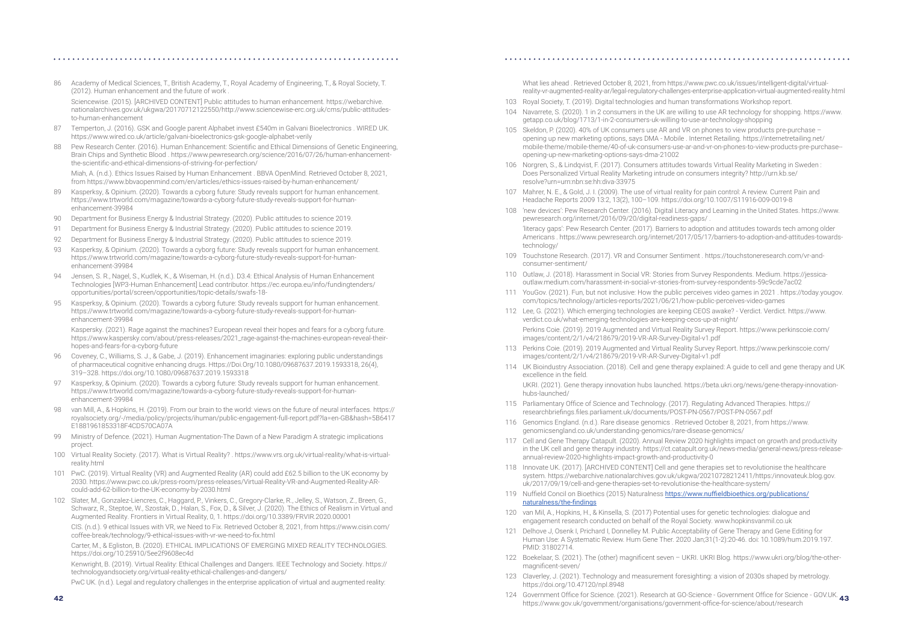86 Academy of Medical Sciences, T., British Academy, T., Royal Academy of Engineering, T., & Royal Society, T. (2012). Human enhancement and the future of work .

Sciencewise. (2015). [ARCHIVED CONTENT] Public attitudes to human enhancement. https://webarchive.nationalarchives.gov.uk/ukgwa/20170712122550/http://www.sciencewise-erc.org.uk/cms/public-attitudes-to-human-enhancement

87 Temperton, J. (2016). GSK and Google parent Alphabet invest £540m in Galvani Bioelectronics . WIRED UK. https://www.wired.co.uk/article/galvani-bioelectronics-gsk-google-alphabet-verily

88 Pew Research Center. (2016). Human Enhancement: Scientific and Ethical Dimensions of Genetic Engineering, Brain Chips and Synthetic Blood . https://www.pewresearch.org/science/2016/07/26/human-enhancement-the-scientific-and-ethical-dimensions-of-striving-for-perfection/

Miah, A. (n.d.). Ethics Issues Raised by Human Enhancement . BBVA OpenMind. Retrieved October 8, 2021, from https://www.bbvaopenmind.com/en/articles/ethics-issues-raised-by-human-enhancement/

89 Kasperksy, & Opinium. (2020). Towards a cyborg future: Study reveals support for human enhancement. https://www.trtworld.com/magazine/towards-a-cyborg-future-study-reveals-support-for-human-enhancement-39984

90 Department for Business Energy & Industrial Strategy. (2020). Public attitudes to science 2019.

91 Department for Business Energy & Industrial Strategy. (2020). Public attitudes to science 2019.

92 Department for Business Energy & Industrial Strategy. (2020). Public attitudes to science 2019.

93 Kasperksy, & Opinium. (2020). Towards a cyborg future: Study reveals support for human enhancement. https://www.trtworld.com/magazine/towards-a-cyborg-future-study-reveals-support-for-human-enhancement-39984

94 Jensen, S. R., Nagel, S., Kudlek, K., & Wiseman, H. (n.d.). D3.4: Ethical Analysis of Human Enhancement Technologies [WP3-Human Enhancement] Lead contributor. https://ec.europa.eu/info/fundingtenders/opportunities/portal/screen/opportunities/topic-details/swafs-18-

95 Kasperksy, & Opinium. (2020). Towards a cyborg future: Study reveals support for human enhancement. https://www.trtworld.com/magazine/towards-a-cyborg-future-study-reveals-support-for-human-enhancement-39984

Kaspersky. (2021). Rage against the machines? European reveal their hopes and fears for a cyborg future. https://www.kaspersky.com/about/press-releases/2021_rage-against-the-machines-european-reveal-their-hopes-and-fears-for-a-cyborg-future

96 Coveney, C., Williams, S. J., & Gabe, J. (2019). Enhancement imaginaries: exploring public understandings of pharmaceutical cognitive enhancing drugs. Https://Doi.Org/10.1080/09687637.2019.1593318, 26(4), 319–328. https://doi.org/10.1080/09687637.2019.1593318

97 Kasperksy, & Opinium. (2020). Towards a cyborg future: Study reveals support for human enhancement. https://www.trtworld.com/magazine/towards-a-cyborg-future-study-reveals-support-for-human-enhancement-39984

98 van Mill, A., & Hopkins, H. (2019). From our brain to the world: views on the future of neural interfaces. https://royalsociety.org/-/media/policy/projects/ihuman/public-engagement-full-report.pdf?la=en-GB&hash=5B6417E1881961853318F4CD570CA07A

99 Ministry of Defence. (2021). Human Augmentation-The Dawn of a New Paradigm A strategic implications project.

100 Virtual Reality Society. (2017). What is Virtual Reality? . https://www.vrs.org.uk/virtual-reality/what-is-virtual-reality.html

101 PwC. (2019). Virtual Reality (VR) and Augmented Reality (AR) could add £62.5 billion to the UK economy by 2030. https://www.pwc.co.uk/press-room/press-releases/Virtual-Reality-VR-and-Augmented-Reality-AR-could-add-62-billion-to-the-UK-economy-by-2030.html

102 Slater, M., Gonzalez-Liencres, C., Haggard, P., Vinkers, C., Gregory-Clarke, R., Jelley, S., Watson, Z., Breen, G., Schwarz, R., Steptoe, W., Szostak, D., Halan, S., Fox, D., & Silver, J. (2020). The Ethics of Realism in Virtual and Augmented Reality. Frontiers in Virtual Reality, 0, 1. https://doi.org/10.3389/FRVIR.2020.00001

CIS. (n.d.). 9 ethical Issues with VR, we Need to Fix. Retrieved October 8, 2021, from https://www.cisin.com/coffee-break/technology/9-ethical-issues-with-vr-we-need-to-fix.html

Carter, M., & Egliston, B. (2020). ETHICAL IMPLICATIONS OF EMERGING MIXED REALITY TECHNOLOGIES. https://doi.org/10.25910/5ee2f9608ec4d

Kenwright, B. (2019). Virtual Reality: Ethical Challenges and Dangers. IEEE Technology and Society. https://technologyandsociety.org/virtual-reality-ethical-challenges-and-dangers/

PwC UK. (n.d.). Legal and regulatory challenges in the enterprise application of virtual and augmented reality: What lies ahead . Retrieved October 8, 2021, from https://www.pwc.co.uk/issues/intelligent-digital/virtual-reality-vr-augmented-reality-ar/legal-regulatory-challenges-enterprise-application-virtual-augmented-reality.html

103 Royal Society, T. (2019). Digital technologies and human transformations Workshop report.

104 Navarrete, S. (2020). 1 in 2 consumers in the UK are willing to use AR technology for shopping. https://www.getapp.co.uk/blog/1713/1-in-2-consumers-uk-willing-to-use-ar-technology-shopping

105 Skeldon, P. (2020). 40% of UK consumers use AR and VR on phones to view products pre-purchase – opening up new marketing options, says DMA - Mobile . Internet Retailing. https://internetretailing.net/mobile-theme/mobile-theme/40-of-uk-consumers-use-ar-and-vr-on-phones-to-view-products-pre-purchase--opening-up-new-marketing-options-says-dma-21002

106 Norgren, S., & Lindqvist, F. (2017). Consumers attitudes towards Virtual Reality Marketing in Sweden : Does Personalized Virtual Reality Marketing intrude on consumers integrity? http://urn.kb.se/resolve?urn=urn:nbn:se:hh:diva-33975

107 Mahrer, N. E., & Gold, J. I. (2009). The use of virtual reality for pain control: A review. Current Pain and Headache Reports 2009 13:2, 13(2), 100–109. https://doi.org/10.1007/S11916-009-0019-8

108 'new devices': Pew Research Center. (2016). Digital Literacy and Learning in the United States. https://www.pewresearch.org/internet/2016/09/20/digital-readiness-gaps/ .

'literacy gaps': Pew Research Center. (2017). Barriers to adoption and attitudes towards tech among older Americans . https://www.pewresearch.org/internet/2017/05/17/barriers-to-adoption-and-attitudes-towards-technology/

109 Touchstone Research. (2017). VR and Consumer Sentiment . https://touchstoneresearch.com/vr-and-consumer-sentiment/

110 Outlaw, J. (2018). Harassment in Social VR: Stories from Survey Respondents. Medium. https://jessica-outlaw.medium.com/harassment-in-social-vr-stories-from-survey-respondents-59c9cde7ac02

111 YouGov. (2021). Fun, but not inclusive: How the public perceives video games in 2021 . https://today.yougov.com/topics/technology/articles-reports/2021/06/21/how-public-perceives-video-games

112 Lee, G. (2021). Which emerging technologies are keeping CEOS awake? - Verdict. Verdict. https://www.verdict.co.uk/what-emerging-technologies-are-keeping-ceos-up-at-night/

Perkins Coie. (2019). 2019 Augmented and Virtual Reality Survey Report. https://www.perkinscoie.com/images/content/2/1/v4/218679/2019-VR-AR-Survey-Digital-v1.pdf

113 Perkins Coie. (2019). 2019 Augmented and Virtual Reality Survey Report. https://www.perkinscoie.com/images/content/2/1/v4/218679/2019-VR-AR-Survey-Digital-v1.pdf

114 UK Bioindustry Association. (2018). Cell and gene therapy explained: A guide to cell and gene therapy and UK excellence in the field.

UKRI. (2021). Gene therapy innovation hubs launched. https://beta.ukri.org/news/gene-therapy-innovation-hubs-launched/

115 Parliamentary Office of Science and Technology. (2017). Regulating Advanced Therapies. https://researchbriefings.files.parliament.uk/documents/POST-PN-0567/POST-PN-0567.pdf

116 Genomics England. (n.d.). Rare disease genomics . Retrieved October 8, 2021, from https://www.genomicsengland.co.uk/understanding-genomics/rare-disease-genomics/

117 Cell and Gene Therapy Catapult. (2020). Annual Review 2020 highlights impact on growth and productivity in the UK cell and gene therapy industry. https://ct.catapult.org.uk/news-media/general-news/press-release-annual-review-2020-highlights-impact-growth-and-productivity-0

118 Innovate UK. (2017). [ARCHIVED CONTENT] Cell and gene therapies set to revolutionise the healthcare system. https://webarchive.nationalarchives.gov.uk/ukgwa/20210728212411/https:/innovateuk.blog.gov.uk/2017/09/19/cell-and-gene-therapies-set-to-revolutionise-the-healthcare-system/

119 Nuffield Concil on Bioethics (2015) Naturalness [https://www.nuffieldbioethics.org/publications/naturalness/the-findings](https://www.nuffieldbioethics.org/publications/naturalness/the-findings)

120 van Mil, A., Hopkins, H., & Kinsella, S. (2017) Potential uses for genetic technologies: dialogue and engagement research conducted on behalf of the Royal Society. www.hopkinsvanmil.co.uk

121 Delhove J, Osenk I, Prichard I, Donnelley M. Public Acceptability of Gene Therapy and Gene Editing for Human Use: A Systematic Review. Hum Gene Ther. 2020 Jan;31(1-2):20-46. doi: 10.1089/hum.2019.197. PMID: 31802714.

122 Boekelaar, S. (2021). The (other) magnificent seven – UKRI. UKRI Blog. https://www.ukri.org/blog/the-other-magnificent-seven/

123 Claverley, J. (2021). Technology and measurement foresighting: a vision of 2030s shaped by metrology. https://doi.org/10.47120/npl.8948

124 Government Office for Science. (2021). Research at GO-Science - Government Office for Science - GOV.UK. https://www.gov.uk/government/organisations/government-office-for-science/about/research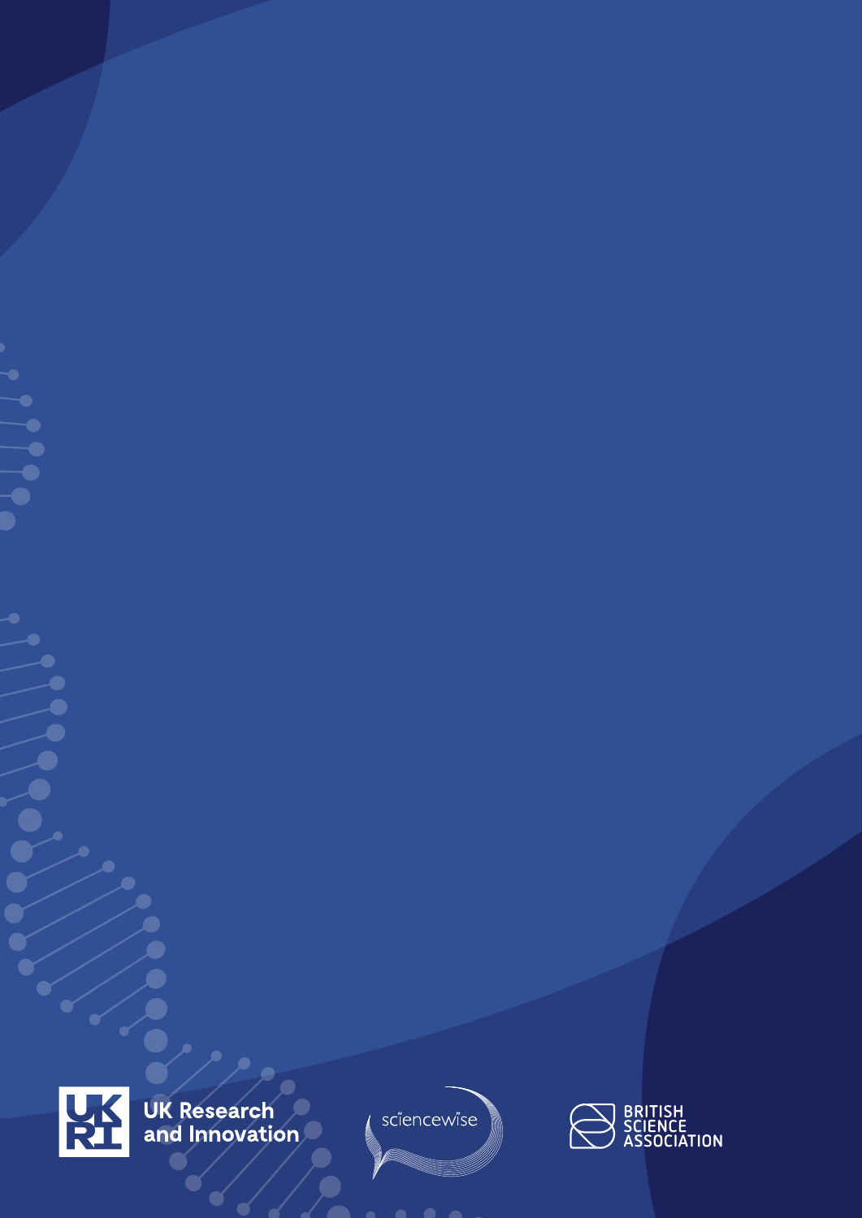UK Research and Innovation

sciencewise

BRITISH SCIENCE ASSOCIATION